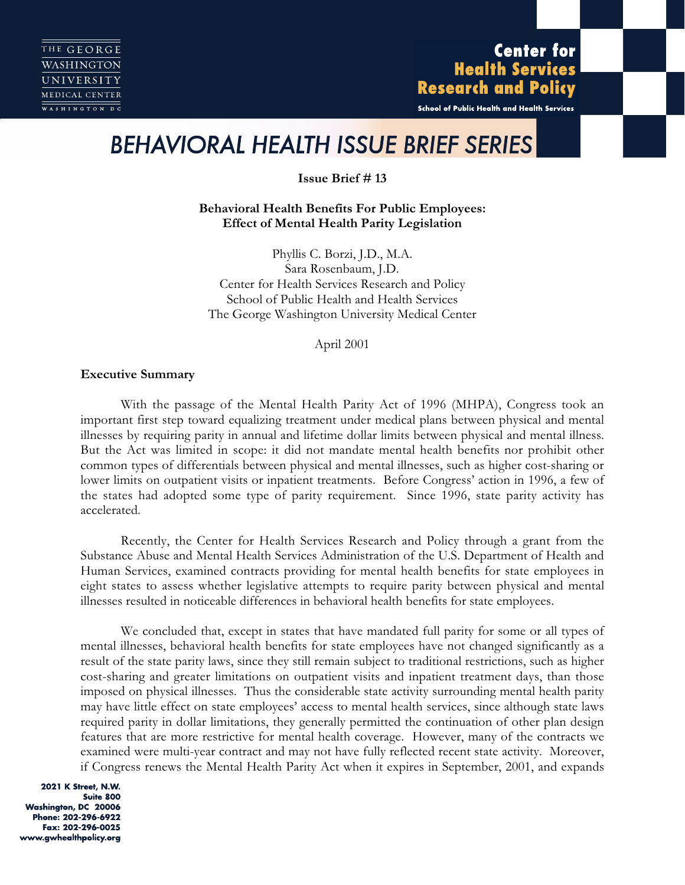THE GEORGE WASHINGTON UNIVERSITY MEDICAL CENTER
WASHINGTON DC

**Center for Health Services Research and Policy**
School of Public Health and Health Services

# *BEHAVIORAL HEALTH ISSUE BRIEF SERIES*

**Issue Brief # 13**

**Behavioral Health Benefits For Public Employees: Effect of Mental Health Parity Legislation**

Phyllis C. Borzi, J.D., M.A.
Sara Rosenbaum, J.D.
Center for Health Services Research and Policy
School of Public Health and Health Services
The George Washington University Medical Center

April 2001

**Executive Summary**

With the passage of the Mental Health Parity Act of 1996 (MHPA), Congress took an important first step toward equalizing treatment under medical plans between physical and mental illnesses by requiring parity in annual and lifetime dollar limits between physical and mental illness. But the Act was limited in scope: it did not mandate mental health benefits nor prohibit other common types of differentials between physical and mental illnesses, such as higher cost-sharing or lower limits on outpatient visits or inpatient treatments. Before Congress' action in 1996, a few of the states had adopted some type of parity requirement. Since 1996, state parity activity has accelerated.

Recently, the Center for Health Services Research and Policy through a grant from the Substance Abuse and Mental Health Services Administration of the U.S. Department of Health and Human Services, examined contracts providing for mental health benefits for state employees in eight states to assess whether legislative attempts to require parity between physical and mental illnesses resulted in noticeable differences in behavioral health benefits for state employees.

We concluded that, except in states that have mandated full parity for some or all types of mental illnesses, behavioral health benefits for state employees have not changed significantly as a result of the state parity laws, since they still remain subject to traditional restrictions, such as higher cost-sharing and greater limitations on outpatient visits and inpatient treatment days, than those imposed on physical illnesses. Thus the considerable state activity surrounding mental health parity may have little effect on state employees' access to mental health services, since although state laws required parity in dollar limitations, they generally permitted the continuation of other plan design features that are more restrictive for mental health coverage. However, many of the contracts we examined were multi-year contract and may not have fully reflected recent state activity. Moreover, if Congress renews the Mental Health Parity Act when it expires in September, 2001, and expands

2021 K Street, N.W.
Suite 800
Washington, DC 20006
Phone: 202-296-6922
Fax: 202-296-0025
www.gwhealthpolicy.org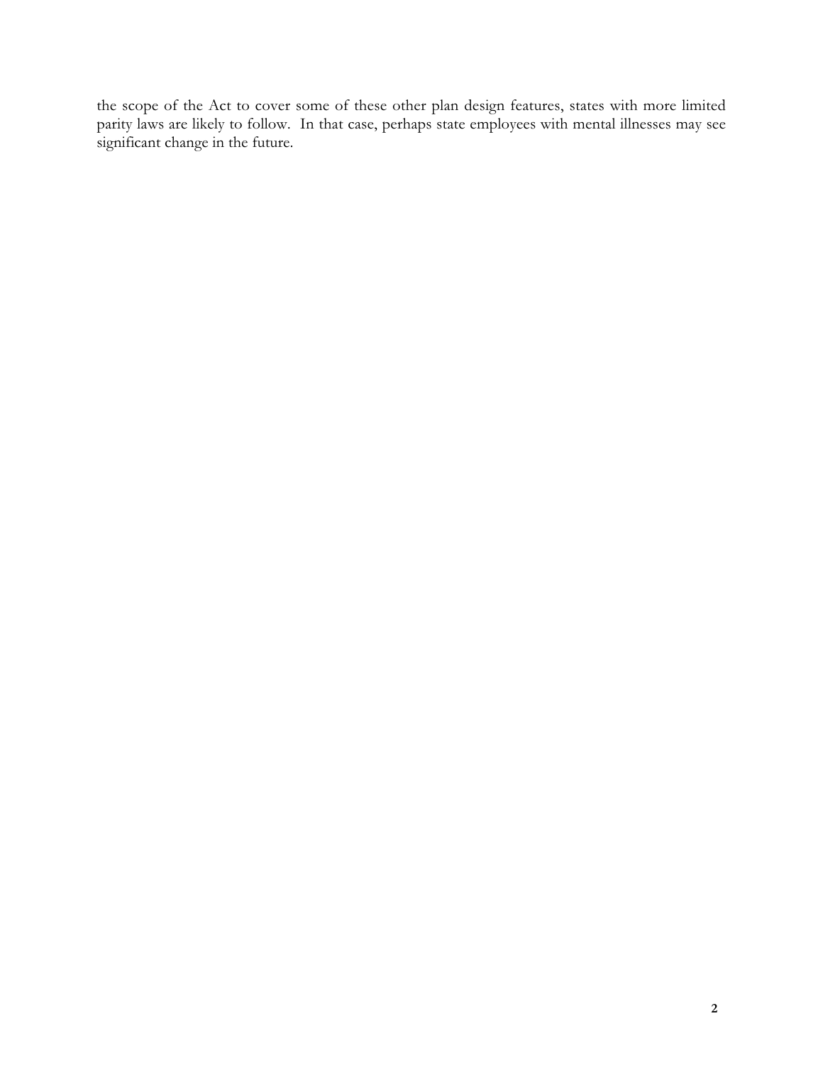the scope of the Act to cover some of these other plan design features, states with more limited parity laws are likely to follow. In that case, perhaps state employees with mental illnesses may see significant change in the future.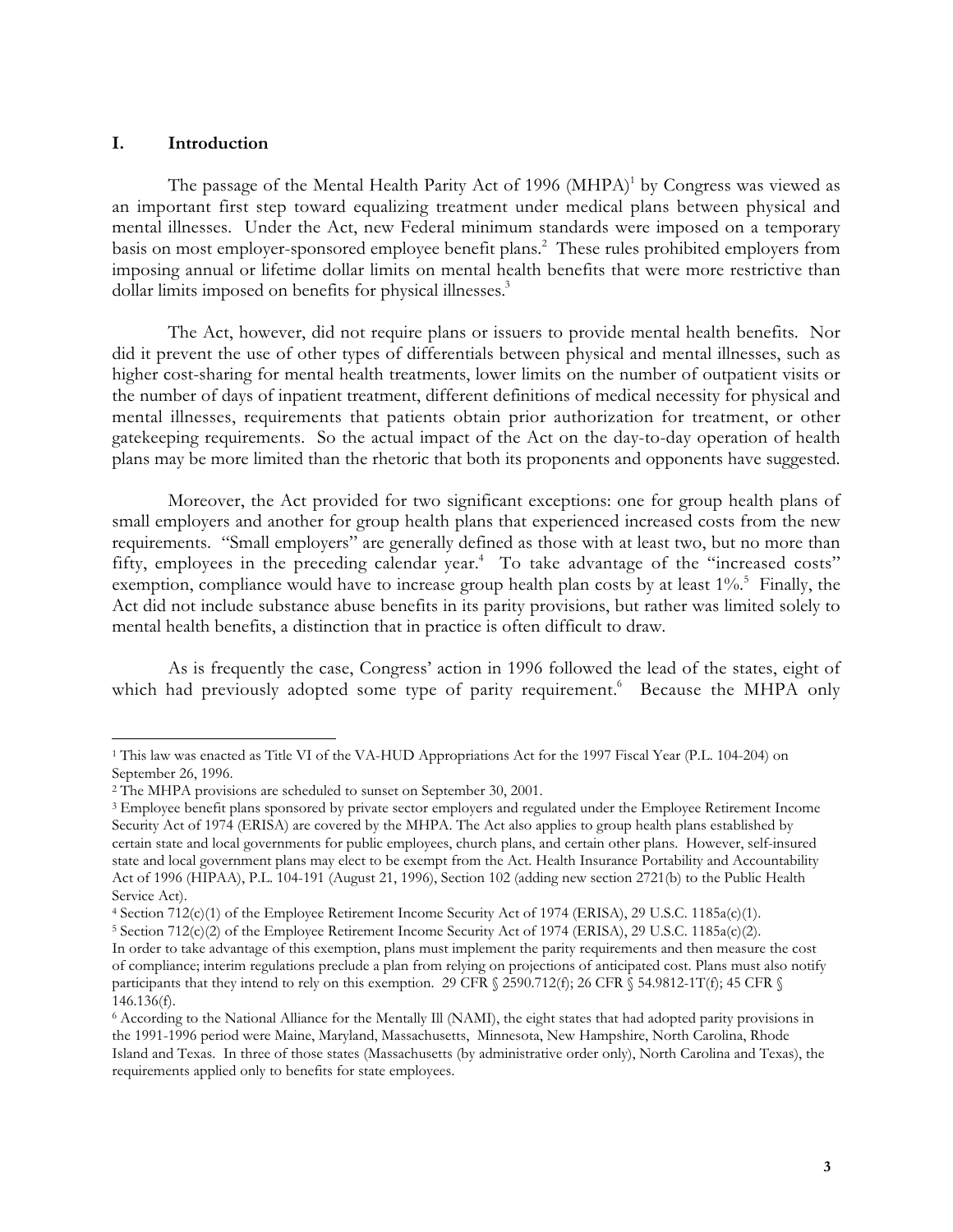## I. Introduction

The passage of the Mental Health Parity Act of 1996 (MHPA)[1] by Congress was viewed as an important first step toward equalizing treatment under medical plans between physical and mental illnesses. Under the Act, new Federal minimum standards were imposed on a temporary basis on most employer-sponsored employee benefit plans.[2] These rules prohibited employers from imposing annual or lifetime dollar limits on mental health benefits that were more restrictive than dollar limits imposed on benefits for physical illnesses.[3]

The Act, however, did not require plans or issuers to provide mental health benefits. Nor did it prevent the use of other types of differentials between physical and mental illnesses, such as higher cost-sharing for mental health treatments, lower limits on the number of outpatient visits or the number of days of inpatient treatment, different definitions of medical necessity for physical and mental illnesses, requirements that patients obtain prior authorization for treatment, or other gatekeeping requirements. So the actual impact of the Act on the day-to-day operation of health plans may be more limited than the rhetoric that both its proponents and opponents have suggested.

Moreover, the Act provided for two significant exceptions: one for group health plans of small employers and another for group health plans that experienced increased costs from the new requirements. "Small employers" are generally defined as those with at least two, but no more than fifty, employees in the preceding calendar year.[4] To take advantage of the "increased costs" exemption, compliance would have to increase group health plan costs by at least 1%.[5] Finally, the Act did not include substance abuse benefits in its parity provisions, but rather was limited solely to mental health benefits, a distinction that in practice is often difficult to draw.

As is frequently the case, Congress' action in 1996 followed the lead of the states, eight of which had previously adopted some type of parity requirement.[6] Because the MHPA only

---

[1] This law was enacted as Title VI of the VA-HUD Appropriations Act for the 1997 Fiscal Year (P.L. 104-204) on September 26, 1996.

[2] The MHPA provisions are scheduled to sunset on September 30, 2001.

[3] Employee benefit plans sponsored by private sector employers and regulated under the Employee Retirement Income Security Act of 1974 (ERISA) are covered by the MHPA. The Act also applies to group health plans established by certain state and local governments for public employees, church plans, and certain other plans. However, self-insured state and local government plans may elect to be exempt from the Act. Health Insurance Portability and Accountability Act of 1996 (HIPAA), P.L. 104-191 (August 21, 1996), Section 102 (adding new section 2721(b) to the Public Health Service Act).

[4] Section 712(c)(1) of the Employee Retirement Income Security Act of 1974 (ERISA), 29 U.S.C. 1185a(c)(1).

[5] Section 712(c)(2) of the Employee Retirement Income Security Act of 1974 (ERISA), 29 U.S.C. 1185a(c)(2). In order to take advantage of this exemption, plans must implement the parity requirements and then measure the cost of compliance; interim regulations preclude a plan from relying on projections of anticipated cost. Plans must also notify participants that they intend to rely on this exemption. 29 CFR § 2590.712(f); 26 CFR § 54.9812-1T(f); 45 CFR § 146.136(f).

[6] According to the National Alliance for the Mentally Ill (NAMI), the eight states that had adopted parity provisions in the 1991-1996 period were Maine, Maryland, Massachusetts, Minnesota, New Hampshire, North Carolina, Rhode Island and Texas. In three of those states (Massachusetts (by administrative order only), North Carolina and Texas), the requirements applied only to benefits for state employees.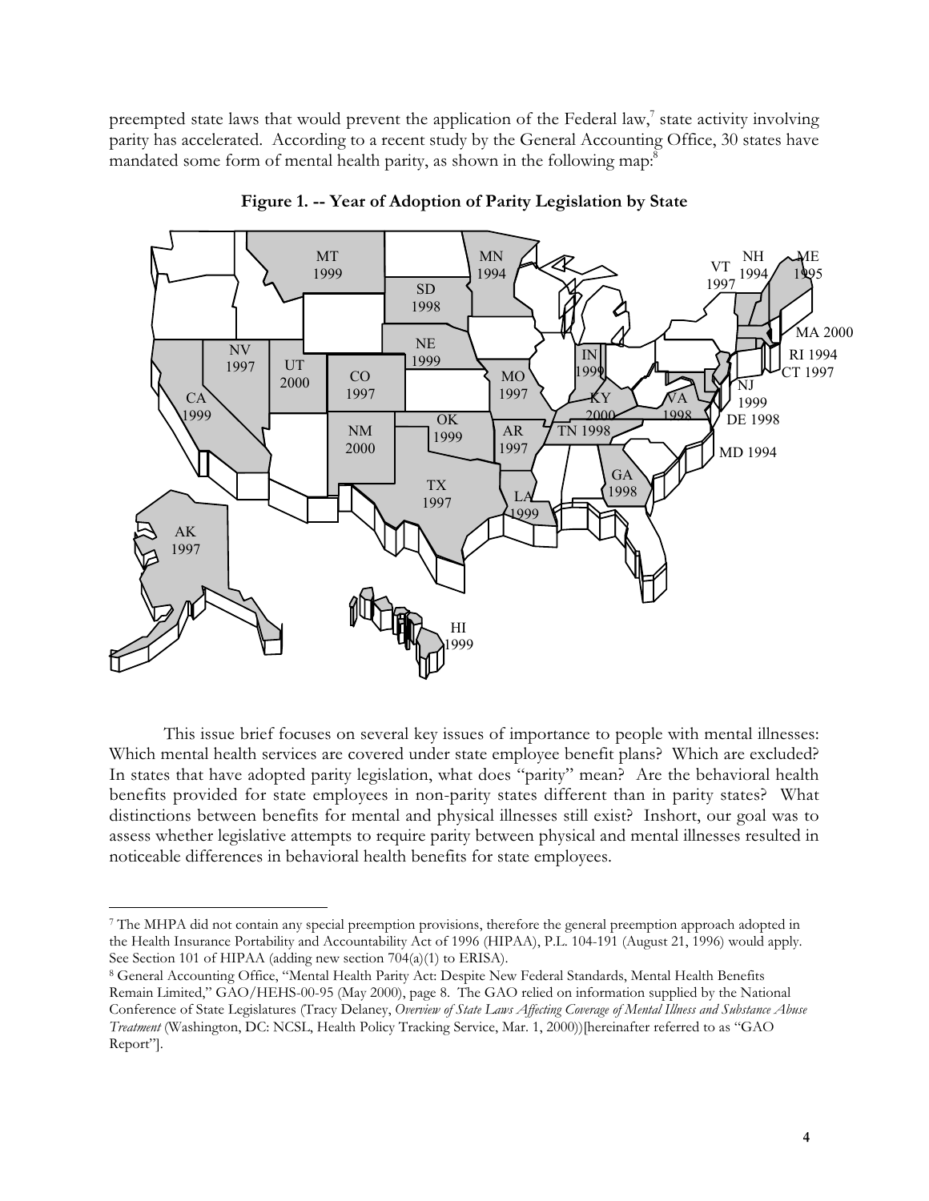preempted state laws that would prevent the application of the Federal law,[7] state activity involving parity has accelerated. According to a recent study by the General Accounting Office, 30 states have mandated some form of mental health parity, as shown in the following map:[8]

**Figure 1. -- Year of Adoption of Parity Legislation by State**

This issue brief focuses on several key issues of importance to people with mental illnesses: Which mental health services are covered under state employee benefit plans? Which are excluded? In states that have adopted parity legislation, what does "parity" mean? Are the behavioral health benefits provided for state employees in non-parity states different than in parity states? What distinctions between benefits for mental and physical illnesses still exist? Inshort, our goal was to assess whether legislative attempts to require parity between physical and mental illnesses resulted in noticeable differences in behavioral health benefits for state employees.

---

[7] The MHPA did not contain any special preemption provisions, therefore the general preemption approach adopted in the Health Insurance Portability and Accountability Act of 1996 (HIPAA), P.L. 104-191 (August 21, 1996) would apply. See Section 101 of HIPAA (adding new section 704(a)(1) to ERISA).

[8] General Accounting Office, "Mental Health Parity Act: Despite New Federal Standards, Mental Health Benefits Remain Limited," GAO/HEHS-00-95 (May 2000), page 8. The GAO relied on information supplied by the National Conference of State Legislatures (Tracy Delaney, *Overview of State Laws Affecting Coverage of Mental Illness and Substance Abuse Treatment* (Washington, DC: NCSL, Health Policy Tracking Service, Mar. 1, 2000))[hereinafter referred to as "GAO Report"].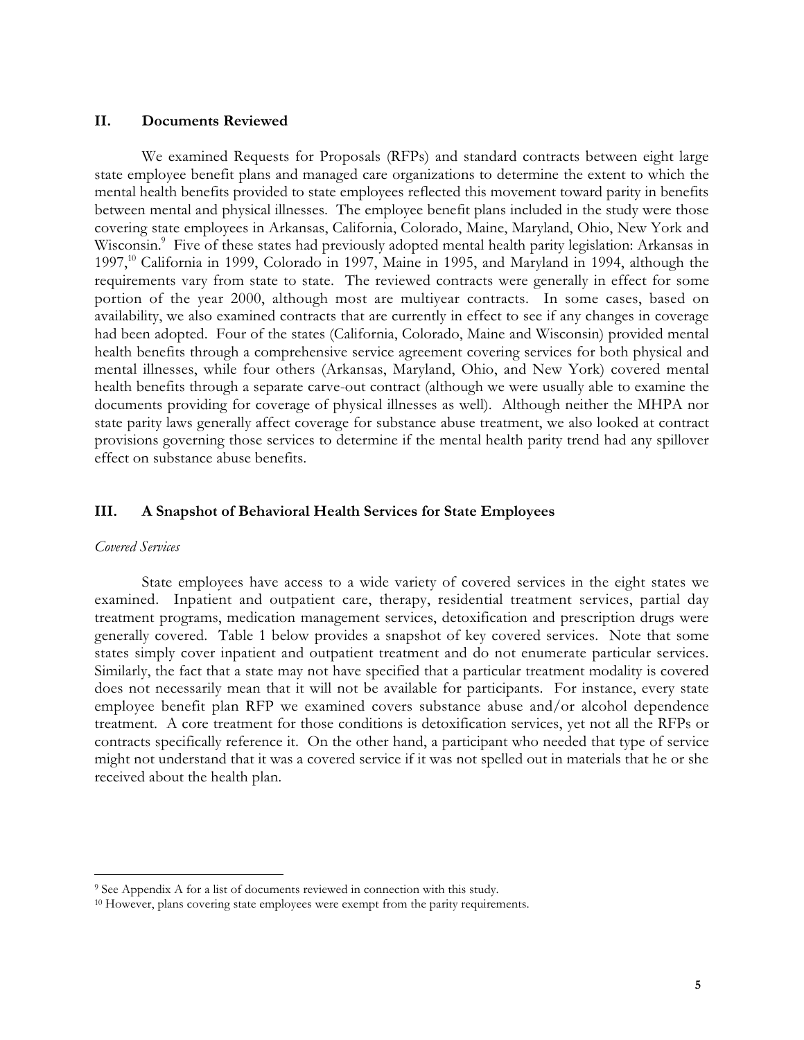## II. Documents Reviewed

We examined Requests for Proposals (RFPs) and standard contracts between eight large state employee benefit plans and managed care organizations to determine the extent to which the mental health benefits provided to state employees reflected this movement toward parity in benefits between mental and physical illnesses. The employee benefit plans included in the study were those covering state employees in Arkansas, California, Colorado, Maine, Maryland, Ohio, New York and Wisconsin.[9] Five of these states had previously adopted mental health parity legislation: Arkansas in 1997,[10] California in 1999, Colorado in 1997, Maine in 1995, and Maryland in 1994, although the requirements vary from state to state. The reviewed contracts were generally in effect for some portion of the year 2000, although most are multiyear contracts. In some cases, based on availability, we also examined contracts that are currently in effect to see if any changes in coverage had been adopted. Four of the states (California, Colorado, Maine and Wisconsin) provided mental health benefits through a comprehensive service agreement covering services for both physical and mental illnesses, while four others (Arkansas, Maryland, Ohio, and New York) covered mental health benefits through a separate carve-out contract (although we were usually able to examine the documents providing for coverage of physical illnesses as well). Although neither the MHPA nor state parity laws generally affect coverage for substance abuse treatment, we also looked at contract provisions governing those services to determine if the mental health parity trend had any spillover effect on substance abuse benefits.

## III. A Snapshot of Behavioral Health Services for State Employees

*Covered Services*

State employees have access to a wide variety of covered services in the eight states we examined. Inpatient and outpatient care, therapy, residential treatment services, partial day treatment programs, medication management services, detoxification and prescription drugs were generally covered. Table 1 below provides a snapshot of key covered services. Note that some states simply cover inpatient and outpatient treatment and do not enumerate particular services. Similarly, the fact that a state may not have specified that a particular treatment modality is covered does not necessarily mean that it will not be available for participants. For instance, every state employee benefit plan RFP we examined covers substance abuse and/or alcohol dependence treatment. A core treatment for those conditions is detoxification services, yet not all the RFPs or contracts specifically reference it. On the other hand, a participant who needed that type of service might not understand that it was a covered service if it was not spelled out in materials that he or she received about the health plan.

---

[9] See Appendix A for a list of documents reviewed in connection with this study.

[10] However, plans covering state employees were exempt from the parity requirements.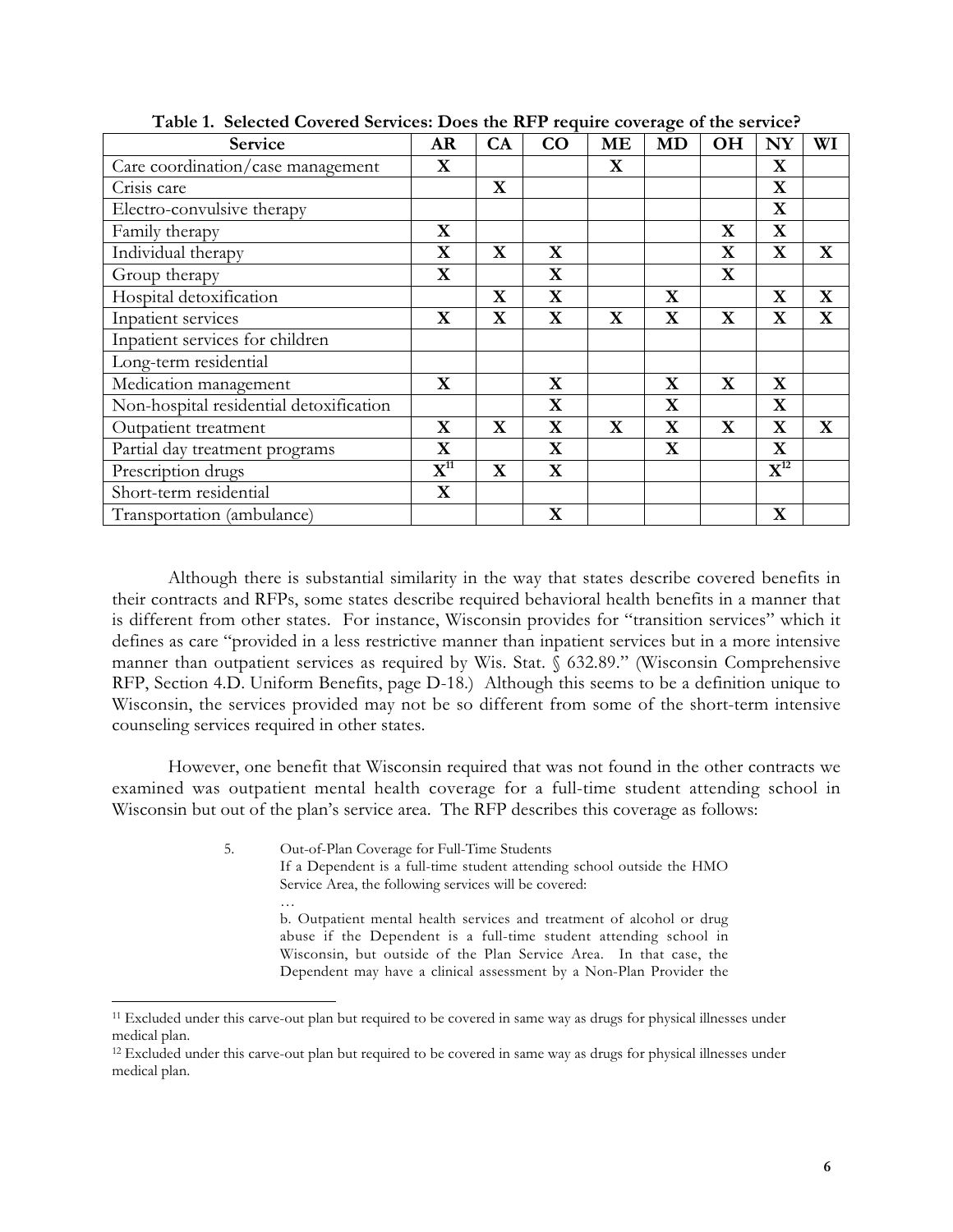**Table 1. Selected Covered Services: Does the RFP require coverage of the service?**

| Service | AR | CA | CO | ME | MD | OH | NY | WI |
|---|---|---|---|---|---|---|---|---|
| Care coordination/case management | X | | | X | | | X | |
| Crisis care | | X | | | | | X | |
| Electro-convulsive therapy | | | | | | | X | |
| Family therapy | X | | | | | X | X | |
| Individual therapy | X | X | X | | | X | X | X |
| Group therapy | X | | X | | | X | | |
| Hospital detoxification | | X | X | | X | | X | X |
| Inpatient services | X | X | X | X | X | X | X | X |
| Inpatient services for children | | | | | | | | |
| Long-term residential | | | | | | | | |
| Medication management | X | | X | | X | X | X | |
| Non-hospital residential detoxification | | | X | | X | | X | |
| Outpatient treatment | X | X | X | X | X | X | X | X |
| Partial day treatment programs | X | | X | | X | | X | |
| Prescription drugs | X[11] | X | X | | | | X[12] | |
| Short-term residential | X | | | | | | | |
| Transportation (ambulance) | | | X | | | | X | |

Although there is substantial similarity in the way that states describe covered benefits in their contracts and RFPs, some states describe required behavioral health benefits in a manner that is different from other states. For instance, Wisconsin provides for "transition services" which it defines as care "provided in a less restrictive manner than inpatient services but in a more intensive manner than outpatient services as required by Wis. Stat. § 632.89." (Wisconsin Comprehensive RFP, Section 4.D. Uniform Benefits, page D-18.) Although this seems to be a definition unique to Wisconsin, the services provided may not be so different from some of the short-term intensive counseling services required in other states.

However, one benefit that Wisconsin required that was not found in the other contracts we examined was outpatient mental health coverage for a full-time student attending school in Wisconsin but out of the plan's service area. The RFP describes this coverage as follows:

> 5. Out-of-Plan Coverage for Full-Time Students
> If a Dependent is a full-time student attending school outside the HMO Service Area, the following services will be covered:
> …
> b. Outpatient mental health services and treatment of alcohol or drug abuse if the Dependent is a full-time student attending school in Wisconsin, but outside of the Plan Service Area. In that case, the Dependent may have a clinical assessment by a Non-Plan Provider the

[11] Excluded under this carve-out plan but required to be covered in same way as drugs for physical illnesses under medical plan.

[12] Excluded under this carve-out plan but required to be covered in same way as drugs for physical illnesses under medical plan.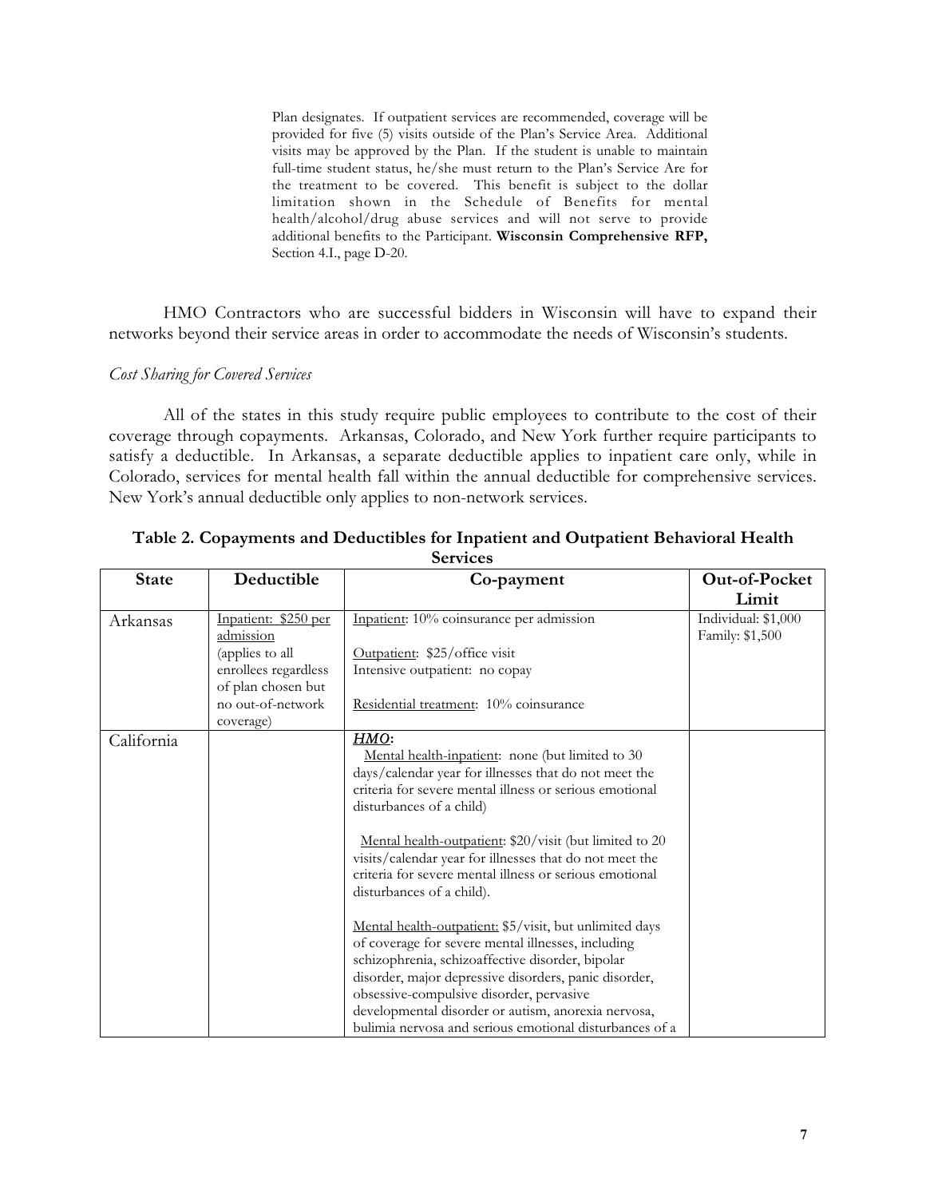> Plan designates. If outpatient services are recommended, coverage will be provided for five (5) visits outside of the Plan's Service Area. Additional visits may be approved by the Plan. If the student is unable to maintain full-time student status, he/she must return to the Plan's Service Are for the treatment to be covered. This benefit is subject to the dollar limitation shown in the Schedule of Benefits for mental health/alcohol/drug abuse services and will not serve to provide additional benefits to the Participant. **Wisconsin Comprehensive RFP,** Section 4.I., page D-20.

HMO Contractors who are successful bidders in Wisconsin will have to expand their networks beyond their service areas in order to accommodate the needs of Wisconsin's students.

*Cost Sharing for Covered Services*

All of the states in this study require public employees to contribute to the cost of their coverage through copayments. Arkansas, Colorado, and New York further require participants to satisfy a deductible. In Arkansas, a separate deductible applies to inpatient care only, while in Colorado, services for mental health fall within the annual deductible for comprehensive services. New York's annual deductible only applies to non-network services.

**Table 2. Copayments and Deductibles for Inpatient and Outpatient Behavioral Health Services**

| State | Deductible | Co-payment | Out-of-Pocket Limit |
|---|---|---|---|
| Arkansas | <u>Inpatient: $250 per admission</u> (applies to all enrollees regardless of plan chosen but no out-of-network coverage) | <u>Inpatient</u>: 10% coinsurance per admission<br><br><u>Outpatient</u>: $25/office visit<br>Intensive outpatient: no copay<br><br><u>Residential treatment</u>: 10% coinsurance | Individual: $1,000<br>Family: $1,500 |
| California | | ***<u>HMO</u>*:**<br><u>Mental health-inpatient</u>: none (but limited to 30 days/calendar year for illnesses that do not meet the criteria for severe mental illness or serious emotional disturbances of a child)<br><br><u>Mental health-outpatient</u>: $20/visit (but limited to 20 visits/calendar year for illnesses that do not meet the criteria for severe mental illness or serious emotional disturbances of a child).<br><br><u>Mental health-outpatient:</u> $5/visit, but unlimited days of coverage for severe mental illnesses, including schizophrenia, schizoaffective disorder, bipolar disorder, major depressive disorders, panic disorder, obsessive-compulsive disorder, pervasive developmental disorder or autism, anorexia nervosa, bulimia nervosa and serious emotional disturbances of a | |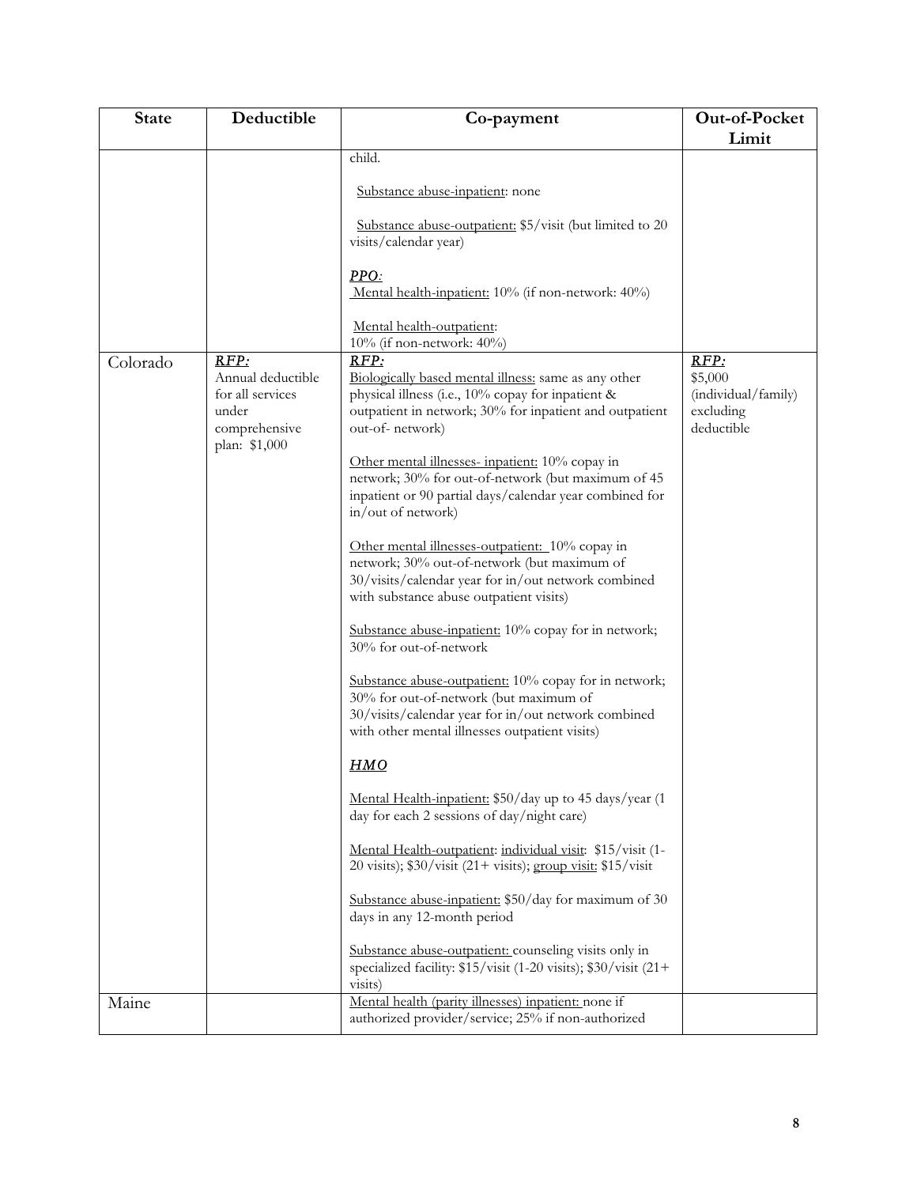| State | Deductible | Co-payment | Out-of-Pocket Limit |
|---|---|---|---|
| | | child.<br><br>Substance abuse-inpatient: none<br><br>Substance abuse-outpatient: $5/visit (but limited to 20 visits/calendar year)<br><br>***PPO:***<br>Mental health-inpatient: 10% (if non-network: 40%)<br><br>Mental health-outpatient:<br>10% (if non-network: 40%) | |
| Colorado | ***RFP:***<br>Annual deductible for all services under comprehensive plan: $1,000 | ***RFP:***<br>Biologically based mental illness: same as any other physical illness (i.e., 10% copay for inpatient & outpatient in network; 30% for inpatient and outpatient out-of- network)<br><br>Other mental illnesses- inpatient: 10% copay in network; 30% for out-of-network (but maximum of 45 inpatient or 90 partial days/calendar year combined for in/out of network)<br><br>Other mental illnesses-outpatient: 10% copay in network; 30% out-of-network (but maximum of 30/visits/calendar year for in/out network combined with substance abuse outpatient visits)<br><br>Substance abuse-inpatient: 10% copay for in network; 30% for out-of-network<br><br>Substance abuse-outpatient: 10% copay for in network; 30% for out-of-network (but maximum of 30/visits/calendar year for in/out network combined with other mental illnesses outpatient visits)<br><br>***HMO***<br><br>Mental Health-inpatient: $50/day up to 45 days/year (1 day for each 2 sessions of day/night care)<br><br>Mental Health-outpatient: individual visit: $15/visit (1-20 visits); $30/visit (21+ visits); group visit: $15/visit<br><br>Substance abuse-inpatient: $50/day for maximum of 30 days in any 12-month period<br><br>Substance abuse-outpatient: counseling visits only in specialized facility: $15/visit (1-20 visits); $30/visit (21+ visits) | ***RFP:***<br>$5,000 (individual/family) excluding deductible |
| Maine | | Mental health (parity illnesses) inpatient: none if authorized provider/service; 25% if non-authorized | |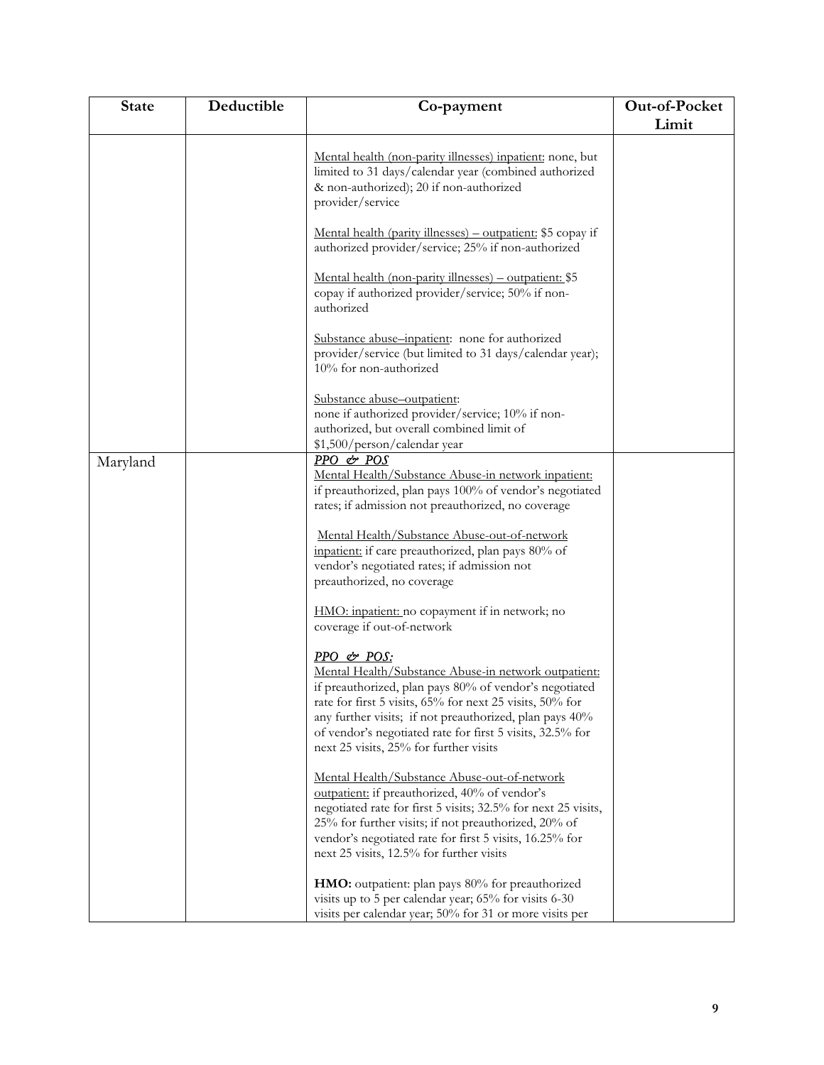| State | Deductible | Co-payment | Out-of-Pocket Limit |
|---|---|---|---|
| | | Mental health (non-parity illnesses) inpatient: none, but limited to 31 days/calendar year (combined authorized & non-authorized); 20 if non-authorized provider/service<br><br>Mental health (parity illnesses) – outpatient: $5 copay if authorized provider/service; 25% if non-authorized<br><br>Mental health (non-parity illnesses) – outpatient: $5 copay if authorized provider/service; 50% if non-authorized<br><br>Substance abuse–inpatient: none for authorized provider/service (but limited to 31 days/calendar year); 10% for non-authorized<br><br>Substance abuse–outpatient: none if authorized provider/service; 10% if non-authorized, but overall combined limit of $1,500/person/calendar year | |
| Maryland | | *PPO & POS*<br>Mental Health/Substance Abuse-in network inpatient: if preauthorized, plan pays 100% of vendor's negotiated rates; if admission not preauthorized, no coverage<br><br>Mental Health/Substance Abuse-out-of-network inpatient: if care preauthorized, plan pays 80% of vendor's negotiated rates; if admission not preauthorized, no coverage<br><br>HMO: inpatient: no copayment if in network; no coverage if out-of-network<br><br>*PPO & POS:*<br>Mental Health/Substance Abuse-in network outpatient: if preauthorized, plan pays 80% of vendor's negotiated rate for first 5 visits, 65% for next 25 visits, 50% for any further visits; if not preauthorized, plan pays 40% of vendor's negotiated rate for first 5 visits, 32.5% for next 25 visits, 25% for further visits<br><br>Mental Health/Substance Abuse-out-of-network outpatient: if preauthorized, 40% of vendor's negotiated rate for first 5 visits; 32.5% for next 25 visits, 25% for further visits; if not preauthorized, 20% of vendor's negotiated rate for first 5 visits, 16.25% for next 25 visits, 12.5% for further visits<br><br>**HMO:** outpatient: plan pays 80% for preauthorized visits up to 5 per calendar year; 65% for visits 6-30 visits per calendar year; 50% for 31 or more visits per | |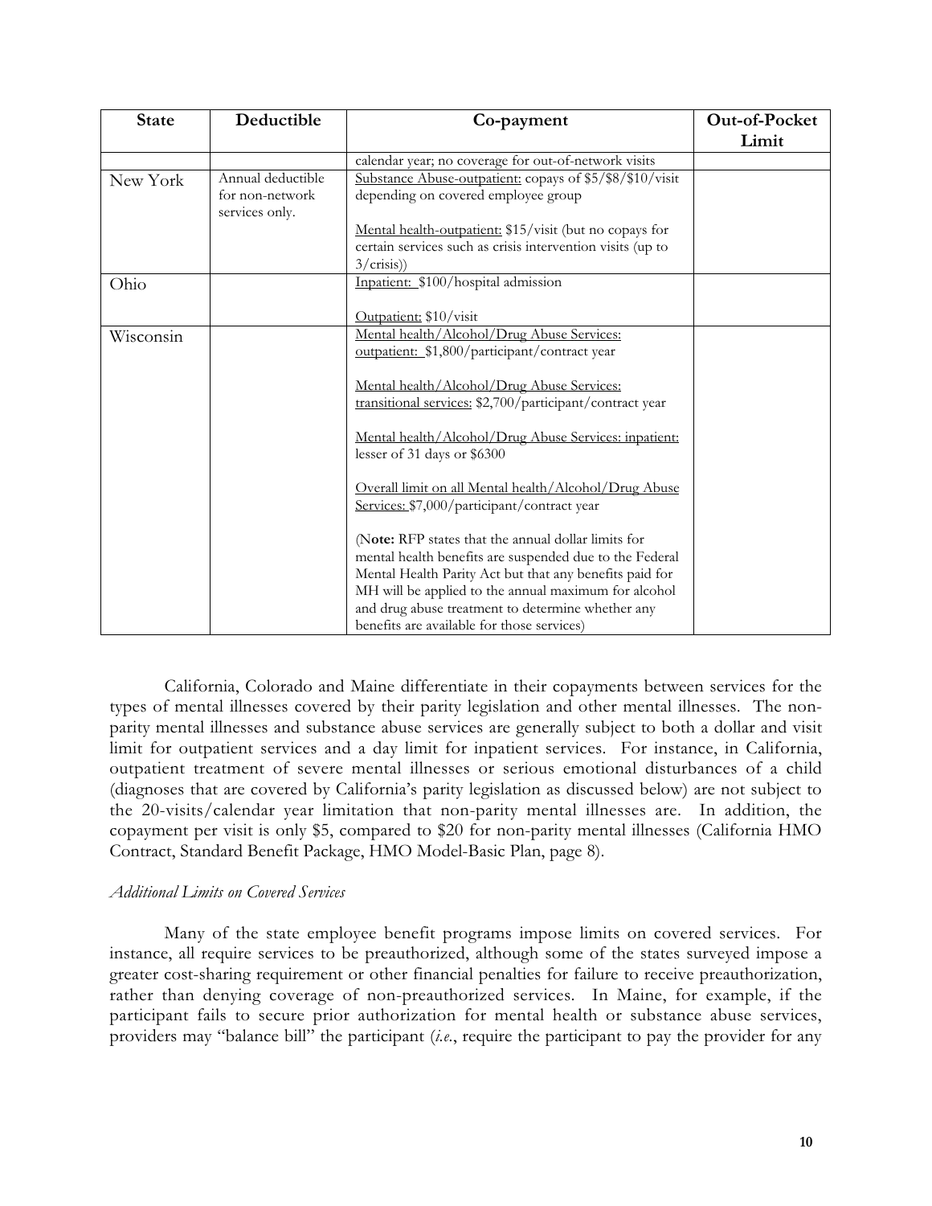| State | Deductible | Co-payment | Out-of-Pocket Limit |
|---|---|---|---|
| | | calendar year; no coverage for out-of-network visits | |
| New York | Annual deductible for non-network services only. | Substance Abuse-outpatient: copays of $5/$8/$10/visit depending on covered employee group<br><br>Mental health-outpatient: $15/visit (but no copays for certain services such as crisis intervention visits (up to 3/crisis)) | |
| Ohio | | Inpatient: $100/hospital admission<br><br>Outpatient: $10/visit | |
| Wisconsin | | Mental health/Alcohol/Drug Abuse Services: outpatient: $1,800/participant/contract year<br><br>Mental health/Alcohol/Drug Abuse Services: transitional services: $2,700/participant/contract year<br><br>Mental health/Alcohol/Drug Abuse Services: inpatient: lesser of 31 days or $6300<br><br>Overall limit on all Mental health/Alcohol/Drug Abuse Services: $7,000/participant/contract year<br><br>(**Note:** RFP states that the annual dollar limits for mental health benefits are suspended due to the Federal Mental Health Parity Act but that any benefits paid for MH will be applied to the annual maximum for alcohol and drug abuse treatment to determine whether any benefits are available for those services) | |

California, Colorado and Maine differentiate in their copayments between services for the types of mental illnesses covered by their parity legislation and other mental illnesses. The non-parity mental illnesses and substance abuse services are generally subject to both a dollar and visit limit for outpatient services and a day limit for inpatient services. For instance, in California, outpatient treatment of severe mental illnesses or serious emotional disturbances of a child (diagnoses that are covered by California's parity legislation as discussed below) are not subject to the 20-visits/calendar year limitation that non-parity mental illnesses are. In addition, the copayment per visit is only $5, compared to $20 for non-parity mental illnesses (California HMO Contract, Standard Benefit Package, HMO Model-Basic Plan, page 8).

*Additional Limits on Covered Services*

Many of the state employee benefit programs impose limits on covered services. For instance, all require services to be preauthorized, although some of the states surveyed impose a greater cost-sharing requirement or other financial penalties for failure to receive preauthorization, rather than denying coverage of non-preauthorized services. In Maine, for example, if the participant fails to secure prior authorization for mental health or substance abuse services, providers may "balance bill" the participant (*i.e.*, require the participant to pay the provider for any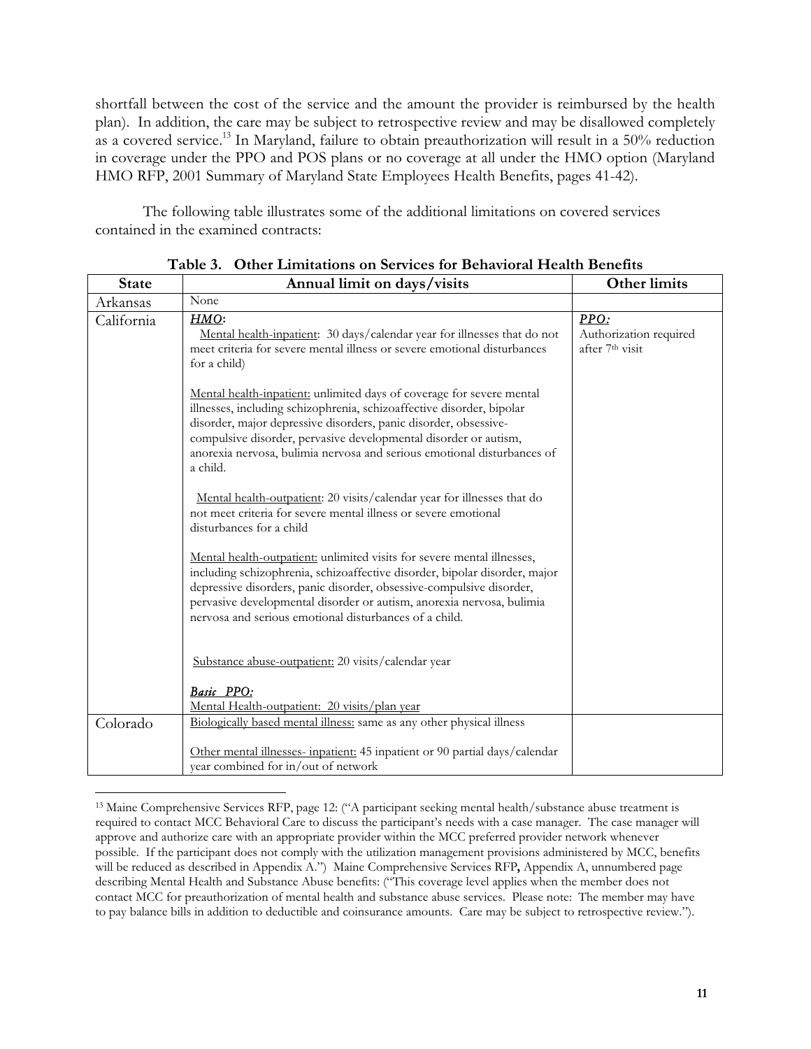shortfall between the cost of the service and the amount the provider is reimbursed by the health plan). In addition, the care may be subject to retrospective review and may be disallowed completely as a covered service.[13] In Maryland, failure to obtain preauthorization will result in a 50% reduction in coverage under the PPO and POS plans or no coverage at all under the HMO option (Maryland HMO RFP, 2001 Summary of Maryland State Employees Health Benefits, pages 41-42).

The following table illustrates some of the additional limitations on covered services contained in the examined contracts:

**Table 3. Other Limitations on Services for Behavioral Health Benefits**

| State | Annual limit on days/visits | Other limits |
|---|---|---|
| Arkansas | None | |
| California | ***HMO*:**<br>Mental health-inpatient: 30 days/calendar year for illnesses that do not meet criteria for severe mental illness or severe emotional disturbances for a child)<br><br>Mental health-inpatient: unlimited days of coverage for severe mental illnesses, including schizophrenia, schizoaffective disorder, bipolar disorder, major depressive disorders, panic disorder, obsessive-compulsive disorder, pervasive developmental disorder or autism, anorexia nervosa, bulimia nervosa and serious emotional disturbances of a child.<br><br>Mental health-outpatient: 20 visits/calendar year for illnesses that do not meet criteria for severe mental illness or severe emotional disturbances for a child<br><br>Mental health-outpatient: unlimited visits for severe mental illnesses, including schizophrenia, schizoaffective disorder, bipolar disorder, major depressive disorders, panic disorder, obsessive-compulsive disorder, pervasive developmental disorder or autism, anorexia nervosa, bulimia nervosa and serious emotional disturbances of a child.<br><br>Substance abuse-outpatient: 20 visits/calendar year<br><br>***Basic PPO:***<br>Mental Health-outpatient: 20 visits/plan year | ***PPO:***<br>Authorization required after 7th visit |
| Colorado | Biologically based mental illness: same as any other physical illness<br><br>Other mental illnesses- inpatient: 45 inpatient or 90 partial days/calendar year combined for in/out of network | |

[13] Maine Comprehensive Services RFP, page 12: ("A participant seeking mental health/substance abuse treatment is required to contact MCC Behavioral Care to discuss the participant's needs with a case manager. The case manager will approve and authorize care with an appropriate provider within the MCC preferred provider network whenever possible. If the participant does not comply with the utilization management provisions administered by MCC, benefits will be reduced as described in Appendix A.") Maine Comprehensive Services RFP**,** Appendix A, unnumbered page describing Mental Health and Substance Abuse benefits: ("This coverage level applies when the member does not contact MCC for preauthorization of mental health and substance abuse services. Please note: The member may have to pay balance bills in addition to deductible and coinsurance amounts. Care may be subject to retrospective review.").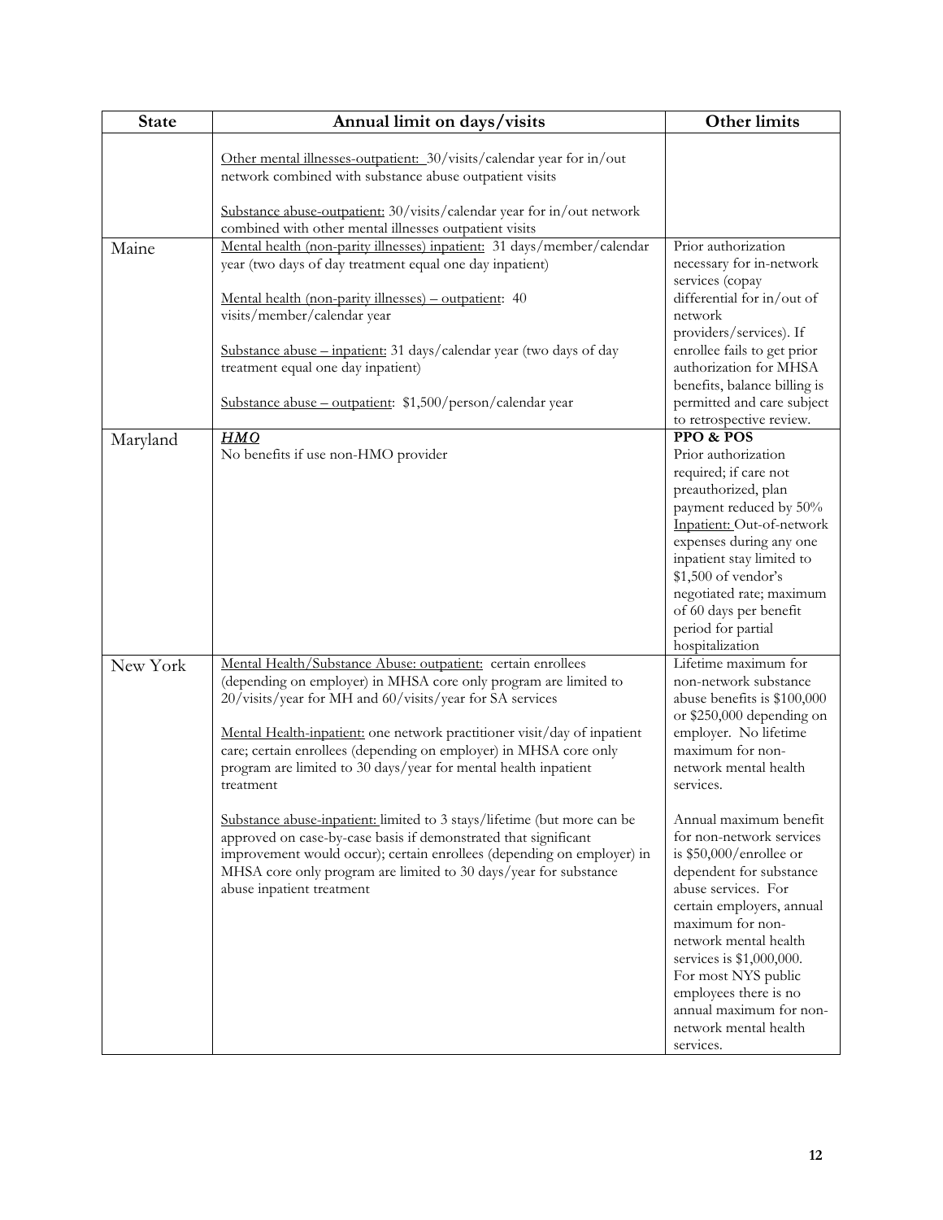| State | Annual limit on days/visits | Other limits |
|---|---|---|
| | <u>Other mental illnesses-outpatient:</u> 30/visits/calendar year for in/out network combined with substance abuse outpatient visits<br><br><u>Substance abuse-outpatient:</u> 30/visits/calendar year for in/out network combined with other mental illnesses outpatient visits | |
| Maine | <u>Mental health (non-parity illnesses) inpatient:</u> 31 days/member/calendar year (two days of day treatment equal one day inpatient)<br><br><u>Mental health (non-parity illnesses) – outpatient:</u> 40 visits/member/calendar year<br><br><u>Substance abuse – inpatient:</u> 31 days/calendar year (two days of day treatment equal one day inpatient)<br><br><u>Substance abuse – outpatient:</u> $1,500/person/calendar year | Prior authorization necessary for in-network services (copay differential for in/out of network providers/services). If enrollee fails to get prior authorization for MHSA benefits, balance billing is permitted and care subject to retrospective review. |
| Maryland | ***<u>HMO</u>***<br>No benefits if use non-HMO provider | **PPO & POS**<br>Prior authorization required; if care not preauthorized, plan payment reduced by 50%<br><u>Inpatient:</u> Out-of-network expenses during any one inpatient stay limited to $1,500 of vendor's negotiated rate; maximum of 60 days per benefit period for partial hospitalization |
| New York | <u>Mental Health/Substance Abuse: outpatient:</u> certain enrollees (depending on employer) in MHSA core only program are limited to 20/visits/year for MH and 60/visits/year for SA services<br><br><u>Mental Health-inpatient:</u> one network practitioner visit/day of inpatient care; certain enrollees (depending on employer) in MHSA core only program are limited to 30 days/year for mental health inpatient treatment<br><br><u>Substance abuse-inpatient:</u> limited to 3 stays/lifetime (but more can be approved on case-by-case basis if demonstrated that significant improvement would occur); certain enrollees (depending on employer) in MHSA core only program are limited to 30 days/year for substance abuse inpatient treatment | Lifetime maximum for non-network substance abuse benefits is $100,000 or $250,000 depending on employer. No lifetime maximum for non-network mental health services.<br><br>Annual maximum benefit for non-network services is $50,000/enrollee or dependent for substance abuse services. For certain employers, annual maximum for non-network mental health services is $1,000,000. For most NYS public employees there is no annual maximum for non-network mental health services. |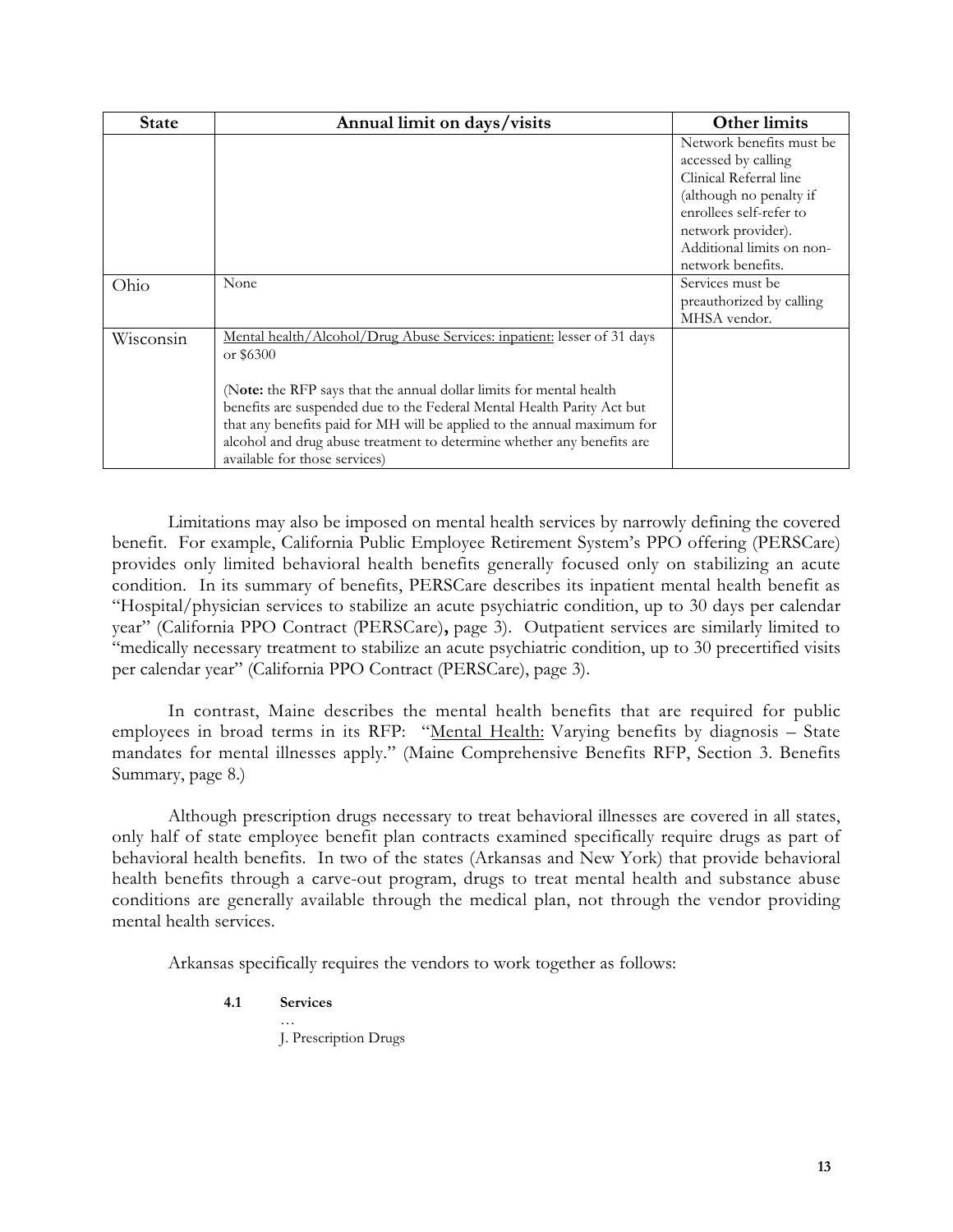| State | Annual limit on days/visits | Other limits |
|---|---|---|
| | | Network benefits must be accessed by calling Clinical Referral line (although no penalty if enrollees self-refer to network provider). Additional limits on non-network benefits. |
| Ohio | None | Services must be preauthorized by calling MHSA vendor. |
| Wisconsin | <u>Mental health/Alcohol/Drug Abuse Services: inpatient:</u> lesser of 31 days or $6300<br><br>(**Note:** the RFP says that the annual dollar limits for mental health benefits are suspended due to the Federal Mental Health Parity Act but that any benefits paid for MH will be applied to the annual maximum for alcohol and drug abuse treatment to determine whether any benefits are available for those services) | |

Limitations may also be imposed on mental health services by narrowly defining the covered benefit. For example, California Public Employee Retirement System's PPO offering (PERSCare) provides only limited behavioral health benefits generally focused only on stabilizing an acute condition. In its summary of benefits, PERSCare describes its inpatient mental health benefit as "Hospital/physician services to stabilize an acute psychiatric condition, up to 30 days per calendar year" (California PPO Contract (PERSCare)**,** page 3). Outpatient services are similarly limited to "medically necessary treatment to stabilize an acute psychiatric condition, up to 30 precertified visits per calendar year" (California PPO Contract (PERSCare), page 3).

In contrast, Maine describes the mental health benefits that are required for public employees in broad terms in its RFP: "<u>Mental Health:</u> Varying benefits by diagnosis – State mandates for mental illnesses apply." (Maine Comprehensive Benefits RFP, Section 3. Benefits Summary, page 8.)

Although prescription drugs necessary to treat behavioral illnesses are covered in all states, only half of state employee benefit plan contracts examined specifically require drugs as part of behavioral health benefits. In two of the states (Arkansas and New York) that provide behavioral health benefits through a carve-out program, drugs to treat mental health and substance abuse conditions are generally available through the medical plan, not through the vendor providing mental health services.

Arkansas specifically requires the vendors to work together as follows:

> **4.1 Services**
>
> …
>
> J. Prescription Drugs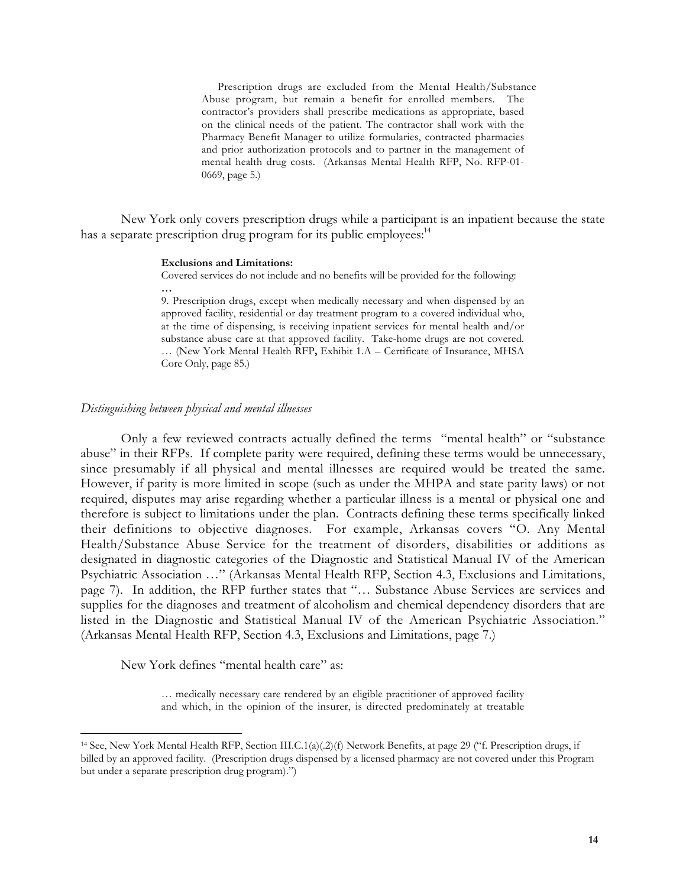> Prescription drugs are excluded from the Mental Health/Substance Abuse program, but remain a benefit for enrolled members. The contractor's providers shall prescribe medications as appropriate, based on the clinical needs of the patient. The contractor shall work with the Pharmacy Benefit Manager to utilize formularies, contracted pharmacies and prior authorization protocols and to partner in the management of mental health drug costs. (Arkansas Mental Health RFP, No. RFP-01-0669, page 5.)

New York only covers prescription drugs while a participant is an inpatient because the state has a separate prescription drug program for its public employees:[14]

> **Exclusions and Limitations:**
> Covered services do not include and no benefits will be provided for the following:
> …
> 9. Prescription drugs, except when medically necessary and when dispensed by an approved facility, residential or day treatment program to a covered individual who, at the time of dispensing, is receiving inpatient services for mental health and/or substance abuse care at that approved facility. Take-home drugs are not covered. … (New York Mental Health RFP**,** Exhibit 1.A – Certificate of Insurance, MHSA Core Only, page 85.)

*Distinguishing between physical and mental illnesses*

Only a few reviewed contracts actually defined the terms "mental health" or "substance abuse" in their RFPs. If complete parity were required, defining these terms would be unnecessary, since presumably if all physical and mental illnesses are required would be treated the same. However, if parity is more limited in scope (such as under the MHPA and state parity laws) or not required, disputes may arise regarding whether a particular illness is a mental or physical one and therefore is subject to limitations under the plan. Contracts defining these terms specifically linked their definitions to objective diagnoses. For example, Arkansas covers "O. Any Mental Health/Substance Abuse Service for the treatment of disorders, disabilities or additions as designated in diagnostic categories of the Diagnostic and Statistical Manual IV of the American Psychiatric Association …" (Arkansas Mental Health RFP, Section 4.3, Exclusions and Limitations, page 7). In addition, the RFP further states that "… Substance Abuse Services are services and supplies for the diagnoses and treatment of alcoholism and chemical dependency disorders that are listed in the Diagnostic and Statistical Manual IV of the American Psychiatric Association." (Arkansas Mental Health RFP, Section 4.3, Exclusions and Limitations, page 7.)

New York defines "mental health care" as:

> … medically necessary care rendered by an eligible practitioner of approved facility and which, in the opinion of the insurer, is directed predominately at treatable

[14] See, New York Mental Health RFP, Section III.C.1(a)(.2)(f) Network Benefits, at page 29 ("f. Prescription drugs, if billed by an approved facility. (Prescription drugs dispensed by a licensed pharmacy are not covered under this Program but under a separate prescription drug program).")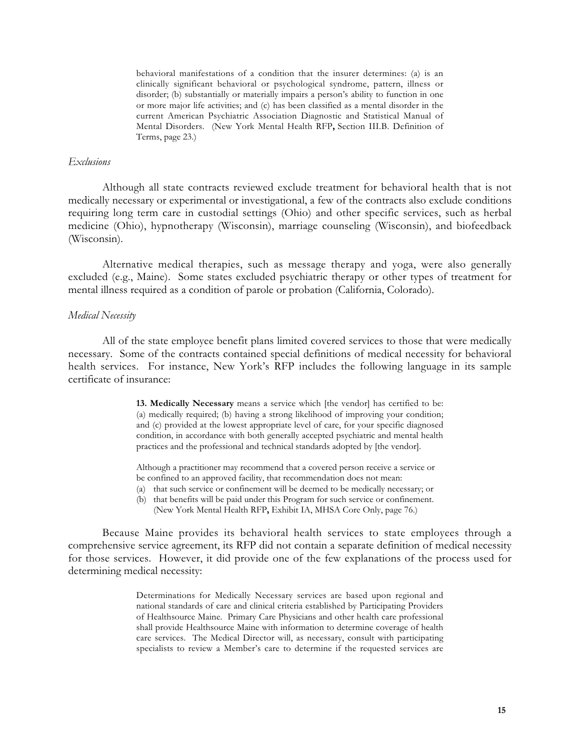> behavioral manifestations of a condition that the insurer determines: (a) is an clinically significant behavioral or psychological syndrome, pattern, illness or disorder; (b) substantially or materially impairs a person's ability to function in one or more major life activities; and (c) has been classified as a mental disorder in the current American Psychiatric Association Diagnostic and Statistical Manual of Mental Disorders. (New York Mental Health RFP**,** Section III.B. Definition of Terms, page 23.)

*Exclusions*

Although all state contracts reviewed exclude treatment for behavioral health that is not medically necessary or experimental or investigational, a few of the contracts also exclude conditions requiring long term care in custodial settings (Ohio) and other specific services, such as herbal medicine (Ohio), hypnotherapy (Wisconsin), marriage counseling (Wisconsin), and biofeedback (Wisconsin).

Alternative medical therapies, such as message therapy and yoga, were also generally excluded (e.g., Maine). Some states excluded psychiatric therapy or other types of treatment for mental illness required as a condition of parole or probation (California, Colorado).

*Medical Necessity*

All of the state employee benefit plans limited covered services to those that were medically necessary. Some of the contracts contained special definitions of medical necessity for behavioral health services. For instance, New York's RFP includes the following language in its sample certificate of insurance:

> **13. Medically Necessary** means a service which [the vendor] has certified to be: (a) medically required; (b) having a strong likelihood of improving your condition; and (c) provided at the lowest appropriate level of care, for your specific diagnosed condition, in accordance with both generally accepted psychiatric and mental health practices and the professional and technical standards adopted by [the vendor].
>
> Although a practitioner may recommend that a covered person receive a service or be confined to an approved facility, that recommendation does not mean:
>
> (a) that such service or confinement will be deemed to be medically necessary; or
> (b) that benefits will be paid under this Program for such service or confinement. (New York Mental Health RFP**,** Exhibit IA, MHSA Core Only, page 76.)

Because Maine provides its behavioral health services to state employees through a comprehensive service agreement, its RFP did not contain a separate definition of medical necessity for those services. However, it did provide one of the few explanations of the process used for determining medical necessity:

> Determinations for Medically Necessary services are based upon regional and national standards of care and clinical criteria established by Participating Providers of Healthsource Maine. Primary Care Physicians and other health care professional shall provide Healthsource Maine with information to determine coverage of health care services. The Medical Director will, as necessary, consult with participating specialists to review a Member's care to determine if the requested services are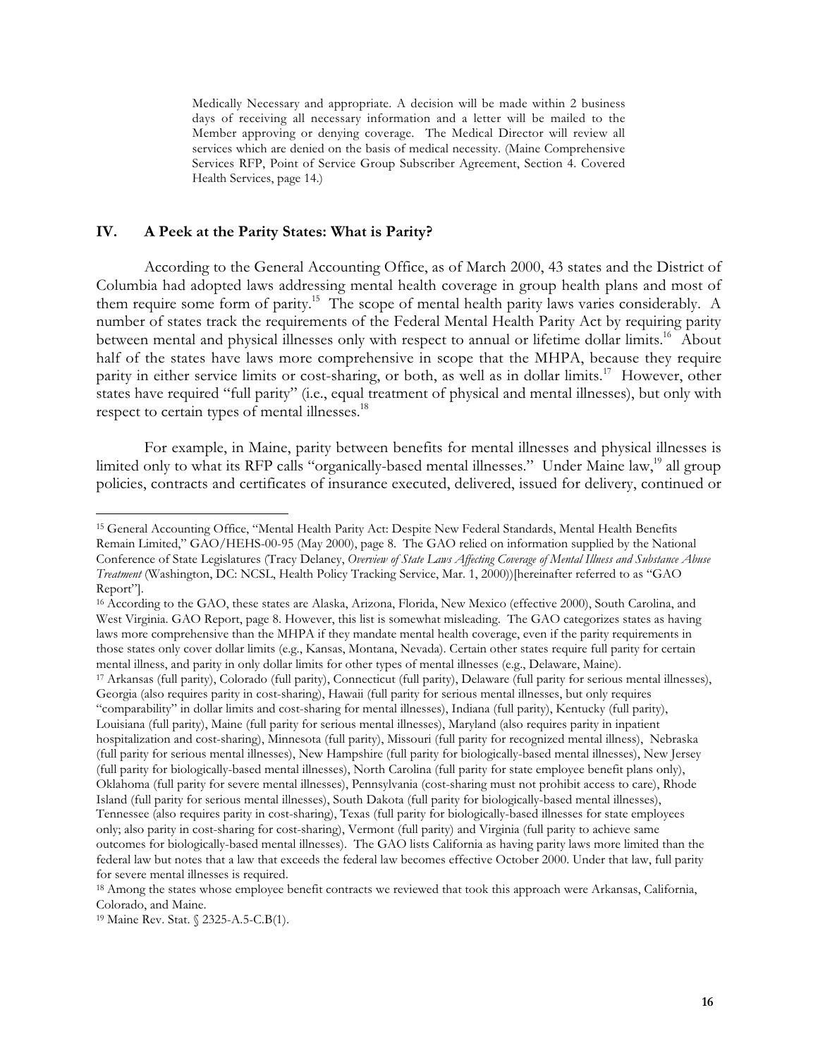> Medically Necessary and appropriate. A decision will be made within 2 business days of receiving all necessary information and a letter will be mailed to the Member approving or denying coverage. The Medical Director will review all services which are denied on the basis of medical necessity. (Maine Comprehensive Services RFP, Point of Service Group Subscriber Agreement, Section 4. Covered Health Services, page 14.)

## IV. A Peek at the Parity States: What is Parity?

According to the General Accounting Office, as of March 2000, 43 states and the District of Columbia had adopted laws addressing mental health coverage in group health plans and most of them require some form of parity.[15] The scope of mental health parity laws varies considerably. A number of states track the requirements of the Federal Mental Health Parity Act by requiring parity between mental and physical illnesses only with respect to annual or lifetime dollar limits.[16] About half of the states have laws more comprehensive in scope that the MHPA, because they require parity in either service limits or cost-sharing, or both, as well as in dollar limits.[17] However, other states have required "full parity" (i.e., equal treatment of physical and mental illnesses), but only with respect to certain types of mental illnesses.[18]

For example, in Maine, parity between benefits for mental illnesses and physical illnesses is limited only to what its RFP calls "organically-based mental illnesses." Under Maine law,[19] all group policies, contracts and certificates of insurance executed, delivered, issued for delivery, continued or

---

[15] General Accounting Office, "Mental Health Parity Act: Despite New Federal Standards, Mental Health Benefits Remain Limited," GAO/HEHS-00-95 (May 2000), page 8. The GAO relied on information supplied by the National Conference of State Legislatures (Tracy Delaney, *Overview of State Laws Affecting Coverage of Mental Illness and Substance Abuse Treatment* (Washington, DC: NCSL, Health Policy Tracking Service, Mar. 1, 2000))[hereinafter referred to as "GAO Report"].

[16] According to the GAO, these states are Alaska, Arizona, Florida, New Mexico (effective 2000), South Carolina, and West Virginia. GAO Report, page 8. However, this list is somewhat misleading. The GAO categorizes states as having laws more comprehensive than the MHPA if they mandate mental health coverage, even if the parity requirements in those states only cover dollar limits (e.g., Kansas, Montana, Nevada). Certain other states require full parity for certain mental illness, and parity in only dollar limits for other types of mental illnesses (e.g., Delaware, Maine).

[17] Arkansas (full parity), Colorado (full parity), Connecticut (full parity), Delaware (full parity for serious mental illnesses), Georgia (also requires parity in cost-sharing), Hawaii (full parity for serious mental illnesses, but only requires "comparability" in dollar limits and cost-sharing for mental illnesses), Indiana (full parity), Kentucky (full parity), Louisiana (full parity), Maine (full parity for serious mental illnesses), Maryland (also requires parity in inpatient hospitalization and cost-sharing), Minnesota (full parity), Missouri (full parity for recognized mental illness), Nebraska (full parity for serious mental illnesses), New Hampshire (full parity for biologically-based mental illnesses), New Jersey (full parity for biologically-based mental illnesses), North Carolina (full parity for state employee benefit plans only), Oklahoma (full parity for severe mental illnesses), Pennsylvania (cost-sharing must not prohibit access to care), Rhode Island (full parity for serious mental illnesses), South Dakota (full parity for biologically-based mental illnesses), Tennessee (also requires parity in cost-sharing), Texas (full parity for biologically-based illnesses for state employees only; also parity in cost-sharing for cost-sharing), Vermont (full parity) and Virginia (full parity to achieve same outcomes for biologically-based mental illnesses). The GAO lists California as having parity laws more limited than the federal law but notes that a law that exceeds the federal law becomes effective October 2000. Under that law, full parity for severe mental illnesses is required.

[18] Among the states whose employee benefit contracts we reviewed that took this approach were Arkansas, California, Colorado, and Maine.

[19] Maine Rev. Stat. § 2325-A.5-C.B(1).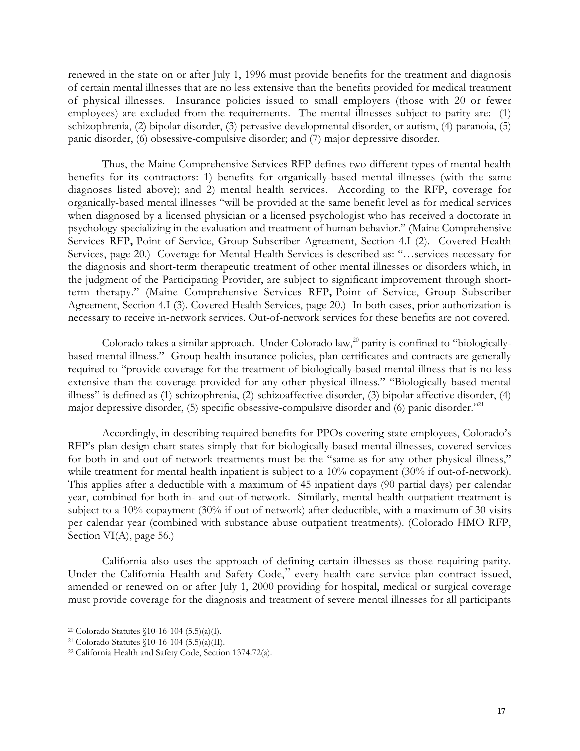renewed in the state on or after July 1, 1996 must provide benefits for the treatment and diagnosis of certain mental illnesses that are no less extensive than the benefits provided for medical treatment of physical illnesses. Insurance policies issued to small employers (those with 20 or fewer employees) are excluded from the requirements. The mental illnesses subject to parity are: (1) schizophrenia, (2) bipolar disorder, (3) pervasive developmental disorder, or autism, (4) paranoia, (5) panic disorder, (6) obsessive-compulsive disorder; and (7) major depressive disorder.

Thus, the Maine Comprehensive Services RFP defines two different types of mental health benefits for its contractors: 1) benefits for organically-based mental illnesses (with the same diagnoses listed above); and 2) mental health services. According to the RFP, coverage for organically-based mental illnesses "will be provided at the same benefit level as for medical services when diagnosed by a licensed physician or a licensed psychologist who has received a doctorate in psychology specializing in the evaluation and treatment of human behavior." (Maine Comprehensive Services RFP**,** Point of Service, Group Subscriber Agreement, Section 4.I (2). Covered Health Services, page 20.) Coverage for Mental Health Services is described as: "…services necessary for the diagnosis and short-term therapeutic treatment of other mental illnesses or disorders which, in the judgment of the Participating Provider, are subject to significant improvement through short-term therapy." (Maine Comprehensive Services RFP**,** Point of Service, Group Subscriber Agreement, Section 4.I (3). Covered Health Services, page 20.) In both cases, prior authorization is necessary to receive in-network services. Out-of-network services for these benefits are not covered.

Colorado takes a similar approach. Under Colorado law,[20] parity is confined to "biologically-based mental illness." Group health insurance policies, plan certificates and contracts are generally required to "provide coverage for the treatment of biologically-based mental illness that is no less extensive than the coverage provided for any other physical illness." "Biologically based mental illness" is defined as (1) schizophrenia, (2) schizoaffective disorder, (3) bipolar affective disorder, (4) major depressive disorder, (5) specific obsessive-compulsive disorder and (6) panic disorder."[21]

Accordingly, in describing required benefits for PPOs covering state employees, Colorado's RFP's plan design chart states simply that for biologically-based mental illnesses, covered services for both in and out of network treatments must be the "same as for any other physical illness," while treatment for mental health inpatient is subject to a 10% copayment (30% if out-of-network). This applies after a deductible with a maximum of 45 inpatient days (90 partial days) per calendar year, combined for both in- and out-of-network. Similarly, mental health outpatient treatment is subject to a 10% copayment (30% if out of network) after deductible, with a maximum of 30 visits per calendar year (combined with substance abuse outpatient treatments). (Colorado HMO RFP, Section VI(A), page 56.)

California also uses the approach of defining certain illnesses as those requiring parity. Under the California Health and Safety Code,[22] every health care service plan contract issued, amended or renewed on or after July 1, 2000 providing for hospital, medical or surgical coverage must provide coverage for the diagnosis and treatment of severe mental illnesses for all participants

---

[20] Colorado Statutes §10-16-104 (5.5)(a)(I).

[21] Colorado Statutes §10-16-104 (5.5)(a)(II).

[22] California Health and Safety Code, Section 1374.72(a).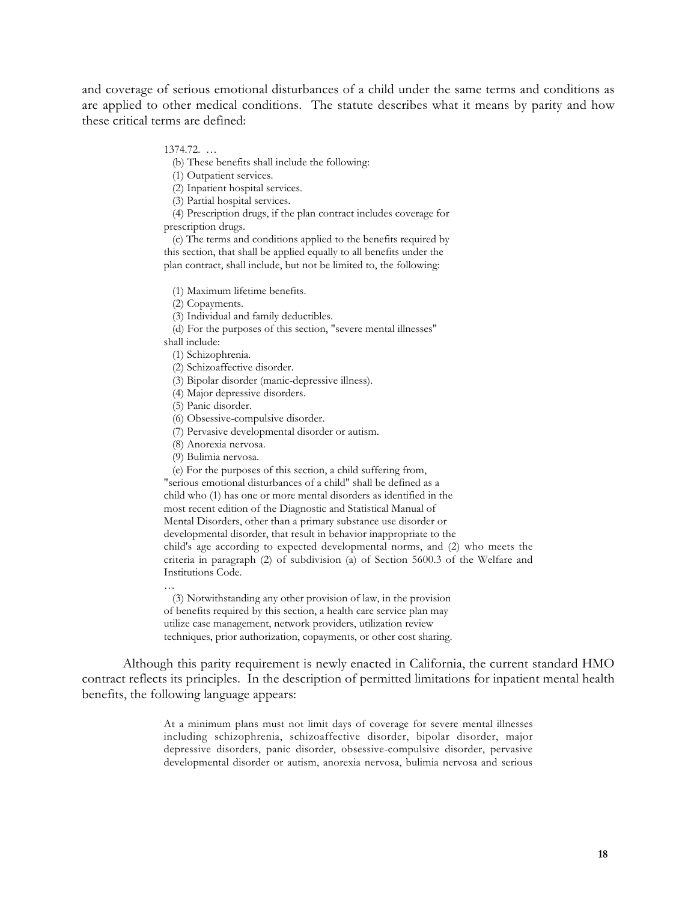and coverage of serious emotional disturbances of a child under the same terms and conditions as are applied to other medical conditions. The statute describes what it means by parity and how these critical terms are defined:

> 1374.72. …
>
> (b) These benefits shall include the following:
>
> (1) Outpatient services.
>
> (2) Inpatient hospital services.
>
> (3) Partial hospital services.
>
> (4) Prescription drugs, if the plan contract includes coverage for prescription drugs.
>
> (c) The terms and conditions applied to the benefits required by this section, that shall be applied equally to all benefits under the plan contract, shall include, but not be limited to, the following:
>
> (1) Maximum lifetime benefits.
>
> (2) Copayments.
>
> (3) Individual and family deductibles.
>
> (d) For the purposes of this section, "severe mental illnesses" shall include:
>
> (1) Schizophrenia.
>
> (2) Schizoaffective disorder.
>
> (3) Bipolar disorder (manic-depressive illness).
>
> (4) Major depressive disorders.
>
> (5) Panic disorder.
>
> (6) Obsessive-compulsive disorder.
>
> (7) Pervasive developmental disorder or autism.
>
> (8) Anorexia nervosa.
>
> (9) Bulimia nervosa.
>
> (e) For the purposes of this section, a child suffering from, "serious emotional disturbances of a child" shall be defined as a child who (1) has one or more mental disorders as identified in the most recent edition of the Diagnostic and Statistical Manual of Mental Disorders, other than a primary substance use disorder or developmental disorder, that result in behavior inappropriate to the child's age according to expected developmental norms, and (2) who meets the criteria in paragraph (2) of subdivision (a) of Section 5600.3 of the Welfare and Institutions Code.
>
> …
>
> (3) Notwithstanding any other provision of law, in the provision of benefits required by this section, a health care service plan may utilize case management, network providers, utilization review techniques, prior authorization, copayments, or other cost sharing.

Although this parity requirement is newly enacted in California, the current standard HMO contract reflects its principles. In the description of permitted limitations for inpatient mental health benefits, the following language appears:

> At a minimum plans must not limit days of coverage for severe mental illnesses including schizophrenia, schizoaffective disorder, bipolar disorder, major depressive disorders, panic disorder, obsessive-compulsive disorder, pervasive developmental disorder or autism, anorexia nervosa, bulimia nervosa and serious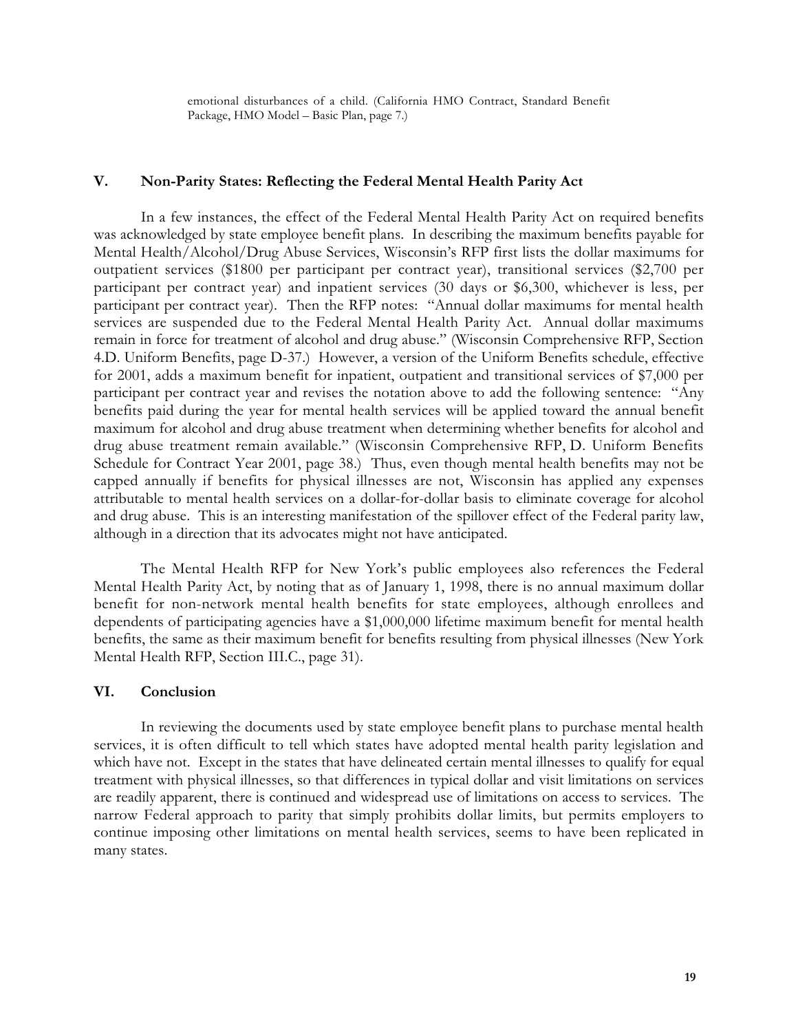emotional disturbances of a child. (California HMO Contract, Standard Benefit Package, HMO Model – Basic Plan, page 7.)

## V. Non-Parity States: Reflecting the Federal Mental Health Parity Act

In a few instances, the effect of the Federal Mental Health Parity Act on required benefits was acknowledged by state employee benefit plans. In describing the maximum benefits payable for Mental Health/Alcohol/Drug Abuse Services, Wisconsin's RFP first lists the dollar maximums for outpatient services ($1800 per participant per contract year), transitional services ($2,700 per participant per contract year) and inpatient services (30 days or $6,300, whichever is less, per participant per contract year). Then the RFP notes: "Annual dollar maximums for mental health services are suspended due to the Federal Mental Health Parity Act. Annual dollar maximums remain in force for treatment of alcohol and drug abuse." (Wisconsin Comprehensive RFP, Section 4.D. Uniform Benefits, page D-37.) However, a version of the Uniform Benefits schedule, effective for 2001, adds a maximum benefit for inpatient, outpatient and transitional services of $7,000 per participant per contract year and revises the notation above to add the following sentence: "Any benefits paid during the year for mental health services will be applied toward the annual benefit maximum for alcohol and drug abuse treatment when determining whether benefits for alcohol and drug abuse treatment remain available." (Wisconsin Comprehensive RFP, D. Uniform Benefits Schedule for Contract Year 2001, page 38.) Thus, even though mental health benefits may not be capped annually if benefits for physical illnesses are not, Wisconsin has applied any expenses attributable to mental health services on a dollar-for-dollar basis to eliminate coverage for alcohol and drug abuse. This is an interesting manifestation of the spillover effect of the Federal parity law, although in a direction that its advocates might not have anticipated.

The Mental Health RFP for New York's public employees also references the Federal Mental Health Parity Act, by noting that as of January 1, 1998, there is no annual maximum dollar benefit for non-network mental health benefits for state employees, although enrollees and dependents of participating agencies have a $1,000,000 lifetime maximum benefit for mental health benefits, the same as their maximum benefit for benefits resulting from physical illnesses (New York Mental Health RFP, Section III.C., page 31).

## VI. Conclusion

In reviewing the documents used by state employee benefit plans to purchase mental health services, it is often difficult to tell which states have adopted mental health parity legislation and which have not. Except in the states that have delineated certain mental illnesses to qualify for equal treatment with physical illnesses, so that differences in typical dollar and visit limitations on services are readily apparent, there is continued and widespread use of limitations on access to services. The narrow Federal approach to parity that simply prohibits dollar limits, but permits employers to continue imposing other limitations on mental health services, seems to have been replicated in many states.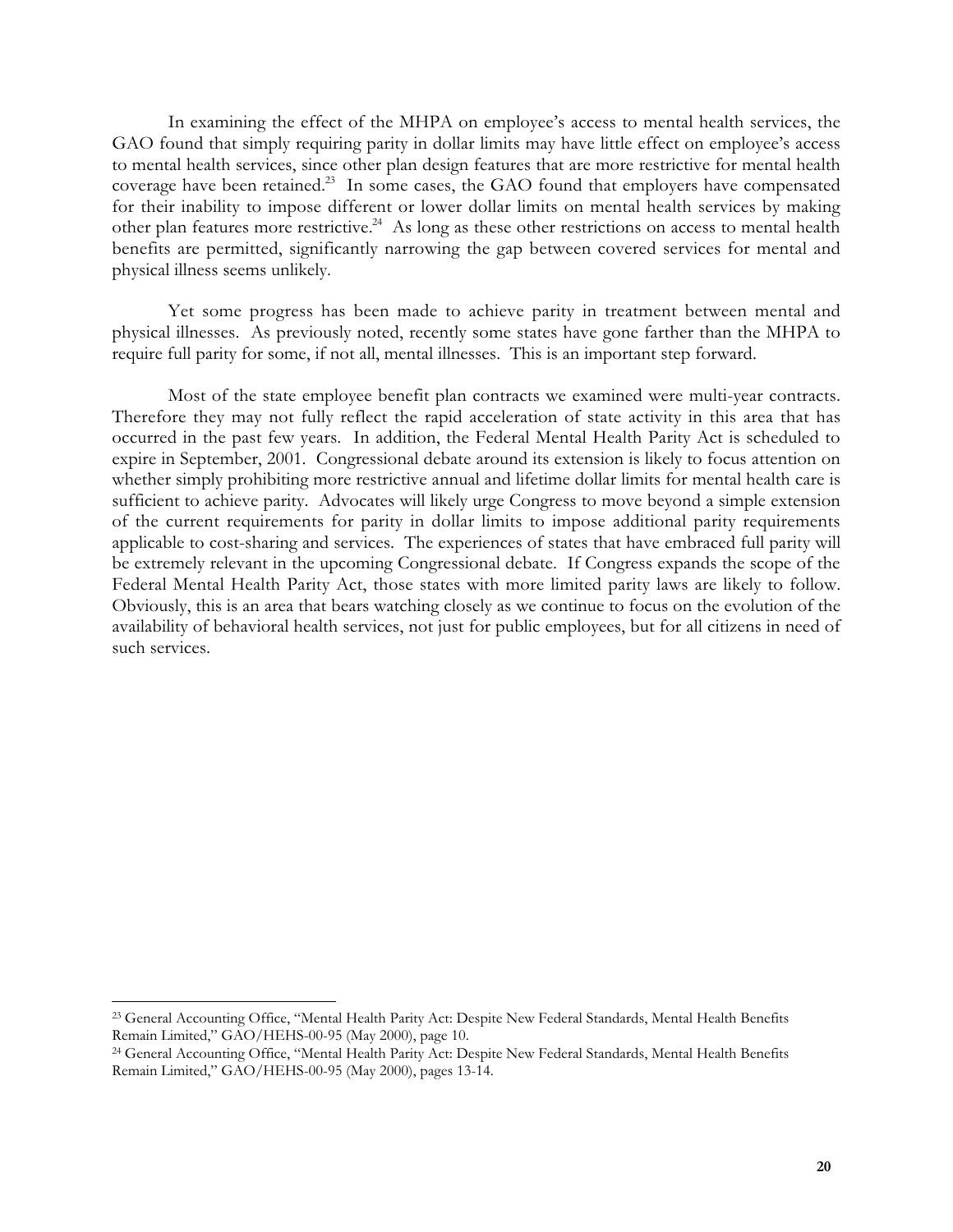In examining the effect of the MHPA on employee's access to mental health services, the GAO found that simply requiring parity in dollar limits may have little effect on employee's access to mental health services, since other plan design features that are more restrictive for mental health coverage have been retained.[23] In some cases, the GAO found that employers have compensated for their inability to impose different or lower dollar limits on mental health services by making other plan features more restrictive.[24] As long as these other restrictions on access to mental health benefits are permitted, significantly narrowing the gap between covered services for mental and physical illness seems unlikely.

Yet some progress has been made to achieve parity in treatment between mental and physical illnesses. As previously noted, recently some states have gone farther than the MHPA to require full parity for some, if not all, mental illnesses. This is an important step forward.

Most of the state employee benefit plan contracts we examined were multi-year contracts. Therefore they may not fully reflect the rapid acceleration of state activity in this area that has occurred in the past few years. In addition, the Federal Mental Health Parity Act is scheduled to expire in September, 2001. Congressional debate around its extension is likely to focus attention on whether simply prohibiting more restrictive annual and lifetime dollar limits for mental health care is sufficient to achieve parity. Advocates will likely urge Congress to move beyond a simple extension of the current requirements for parity in dollar limits to impose additional parity requirements applicable to cost-sharing and services. The experiences of states that have embraced full parity will be extremely relevant in the upcoming Congressional debate. If Congress expands the scope of the Federal Mental Health Parity Act, those states with more limited parity laws are likely to follow. Obviously, this is an area that bears watching closely as we continue to focus on the evolution of the availability of behavioral health services, not just for public employees, but for all citizens in need of such services.

---

[23] General Accounting Office, "Mental Health Parity Act: Despite New Federal Standards, Mental Health Benefits Remain Limited," GAO/HEHS-00-95 (May 2000), page 10.

[24] General Accounting Office, "Mental Health Parity Act: Despite New Federal Standards, Mental Health Benefits Remain Limited," GAO/HEHS-00-95 (May 2000), pages 13-14.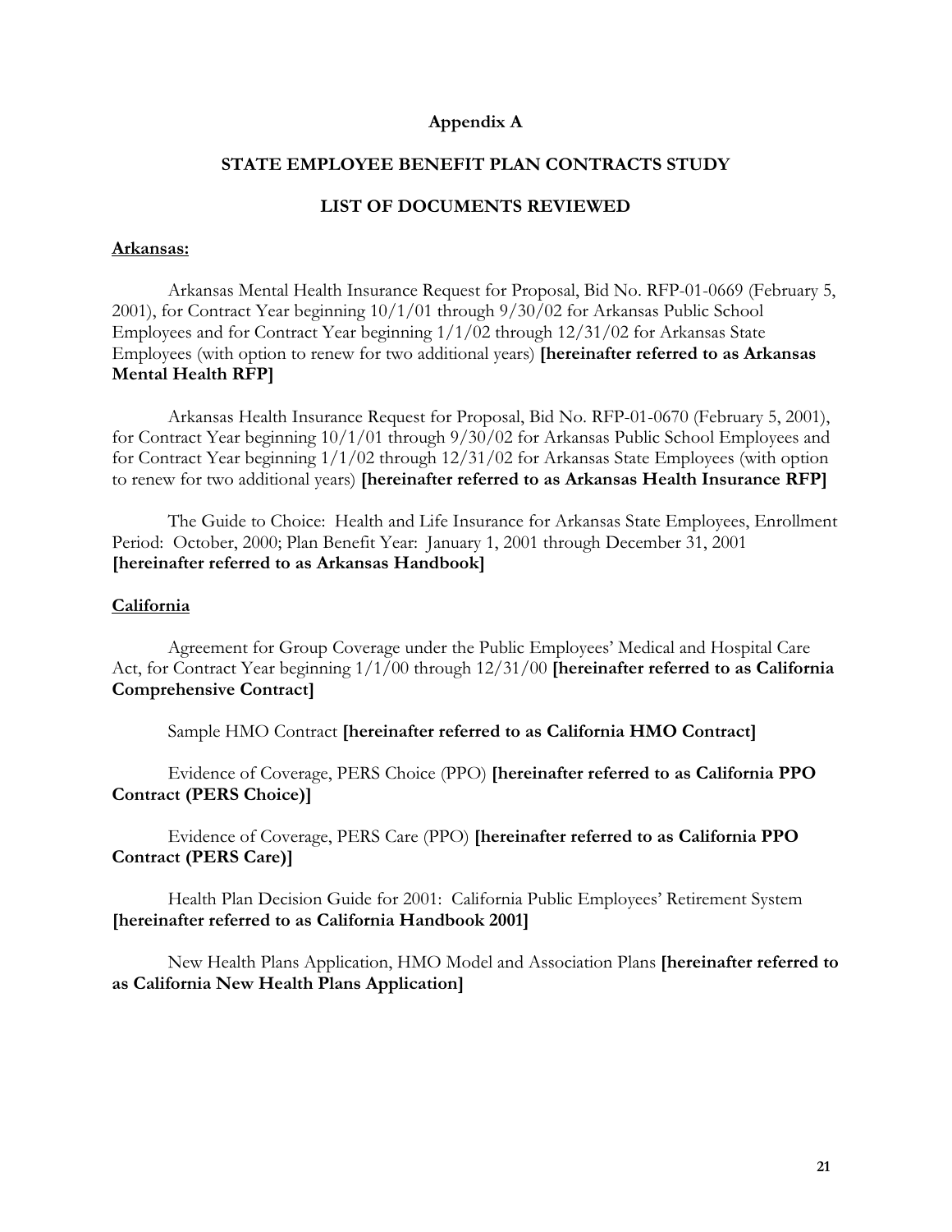## Appendix A

## STATE EMPLOYEE BENEFIT PLAN CONTRACTS STUDY

## LIST OF DOCUMENTS REVIEWED

**Arkansas:**

Arkansas Mental Health Insurance Request for Proposal, Bid No. RFP-01-0669 (February 5, 2001), for Contract Year beginning 10/1/01 through 9/30/02 for Arkansas Public School Employees and for Contract Year beginning 1/1/02 through 12/31/02 for Arkansas State Employees (with option to renew for two additional years) **[hereinafter referred to as Arkansas Mental Health RFP]**

Arkansas Health Insurance Request for Proposal, Bid No. RFP-01-0670 (February 5, 2001), for Contract Year beginning 10/1/01 through 9/30/02 for Arkansas Public School Employees and for Contract Year beginning 1/1/02 through 12/31/02 for Arkansas State Employees (with option to renew for two additional years) **[hereinafter referred to as Arkansas Health Insurance RFP]**

The Guide to Choice: Health and Life Insurance for Arkansas State Employees, Enrollment Period: October, 2000; Plan Benefit Year: January 1, 2001 through December 31, 2001 **[hereinafter referred to as Arkansas Handbook]**

**California**

Agreement for Group Coverage under the Public Employees' Medical and Hospital Care Act, for Contract Year beginning 1/1/00 through 12/31/00 **[hereinafter referred to as California Comprehensive Contract]**

Sample HMO Contract **[hereinafter referred to as California HMO Contract]**

Evidence of Coverage, PERS Choice (PPO) **[hereinafter referred to as California PPO Contract (PERS Choice)]**

Evidence of Coverage, PERS Care (PPO) **[hereinafter referred to as California PPO Contract (PERS Care)]**

Health Plan Decision Guide for 2001: California Public Employees' Retirement System **[hereinafter referred to as California Handbook 2001]**

New Health Plans Application, HMO Model and Association Plans **[hereinafter referred to as California New Health Plans Application]**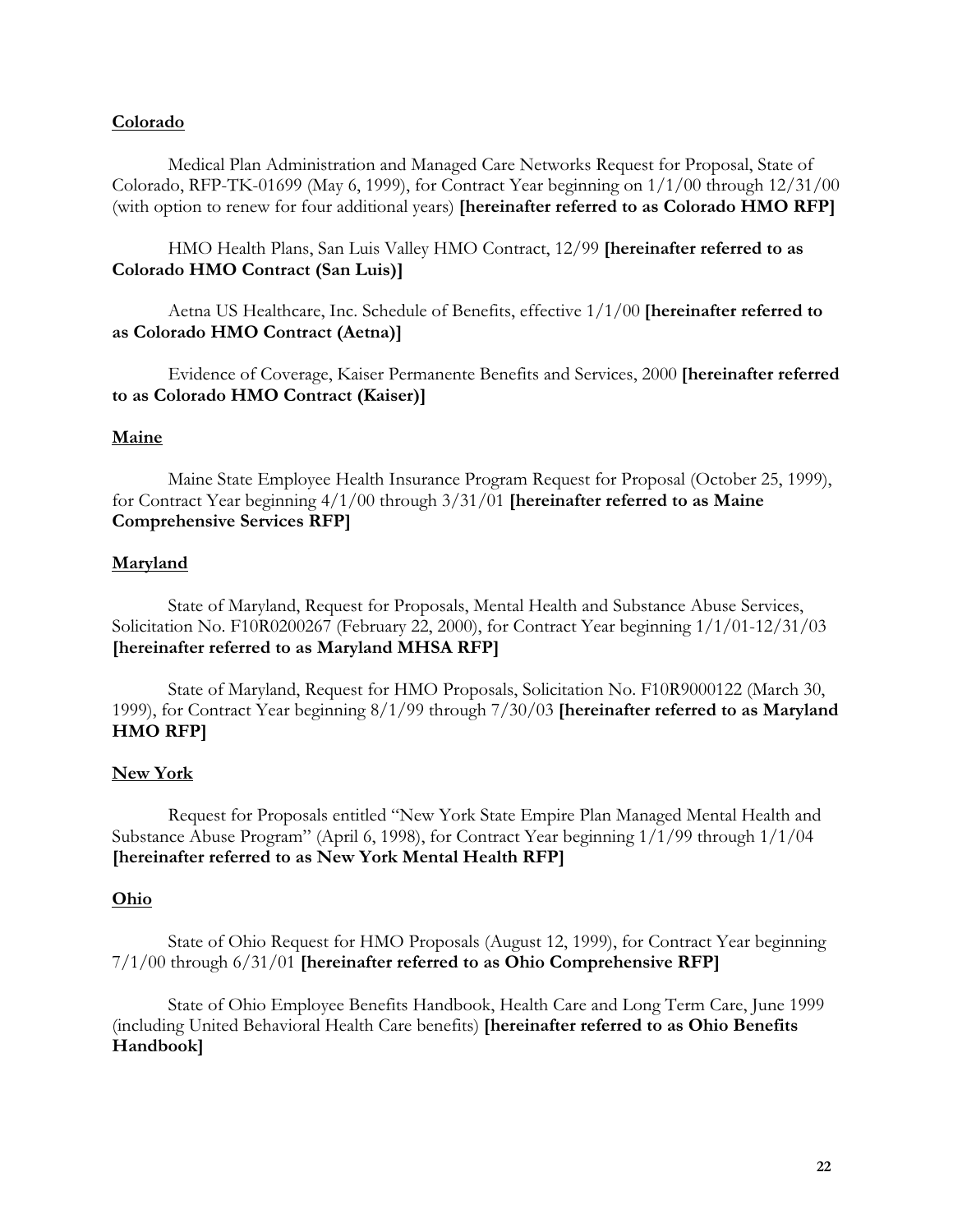**Colorado**

Medical Plan Administration and Managed Care Networks Request for Proposal, State of Colorado, RFP-TK-01699 (May 6, 1999), for Contract Year beginning on 1/1/00 through 12/31/00 (with option to renew for four additional years) **[hereinafter referred to as Colorado HMO RFP]**

HMO Health Plans, San Luis Valley HMO Contract, 12/99 **[hereinafter referred to as Colorado HMO Contract (San Luis)]**

Aetna US Healthcare, Inc. Schedule of Benefits, effective 1/1/00 **[hereinafter referred to as Colorado HMO Contract (Aetna)]**

Evidence of Coverage, Kaiser Permanente Benefits and Services, 2000 **[hereinafter referred to as Colorado HMO Contract (Kaiser)]**

**Maine**

Maine State Employee Health Insurance Program Request for Proposal (October 25, 1999), for Contract Year beginning 4/1/00 through 3/31/01 **[hereinafter referred to as Maine Comprehensive Services RFP]**

**Maryland**

State of Maryland, Request for Proposals, Mental Health and Substance Abuse Services, Solicitation No. F10R0200267 (February 22, 2000), for Contract Year beginning 1/1/01-12/31/03 **[hereinafter referred to as Maryland MHSA RFP]**

State of Maryland, Request for HMO Proposals, Solicitation No. F10R9000122 (March 30, 1999), for Contract Year beginning 8/1/99 through 7/30/03 **[hereinafter referred to as Maryland HMO RFP]**

**New York**

Request for Proposals entitled "New York State Empire Plan Managed Mental Health and Substance Abuse Program" (April 6, 1998), for Contract Year beginning 1/1/99 through 1/1/04 **[hereinafter referred to as New York Mental Health RFP]**

**Ohio**

State of Ohio Request for HMO Proposals (August 12, 1999), for Contract Year beginning 7/1/00 through 6/31/01 **[hereinafter referred to as Ohio Comprehensive RFP]**

State of Ohio Employee Benefits Handbook, Health Care and Long Term Care, June 1999 (including United Behavioral Health Care benefits) **[hereinafter referred to as Ohio Benefits Handbook]**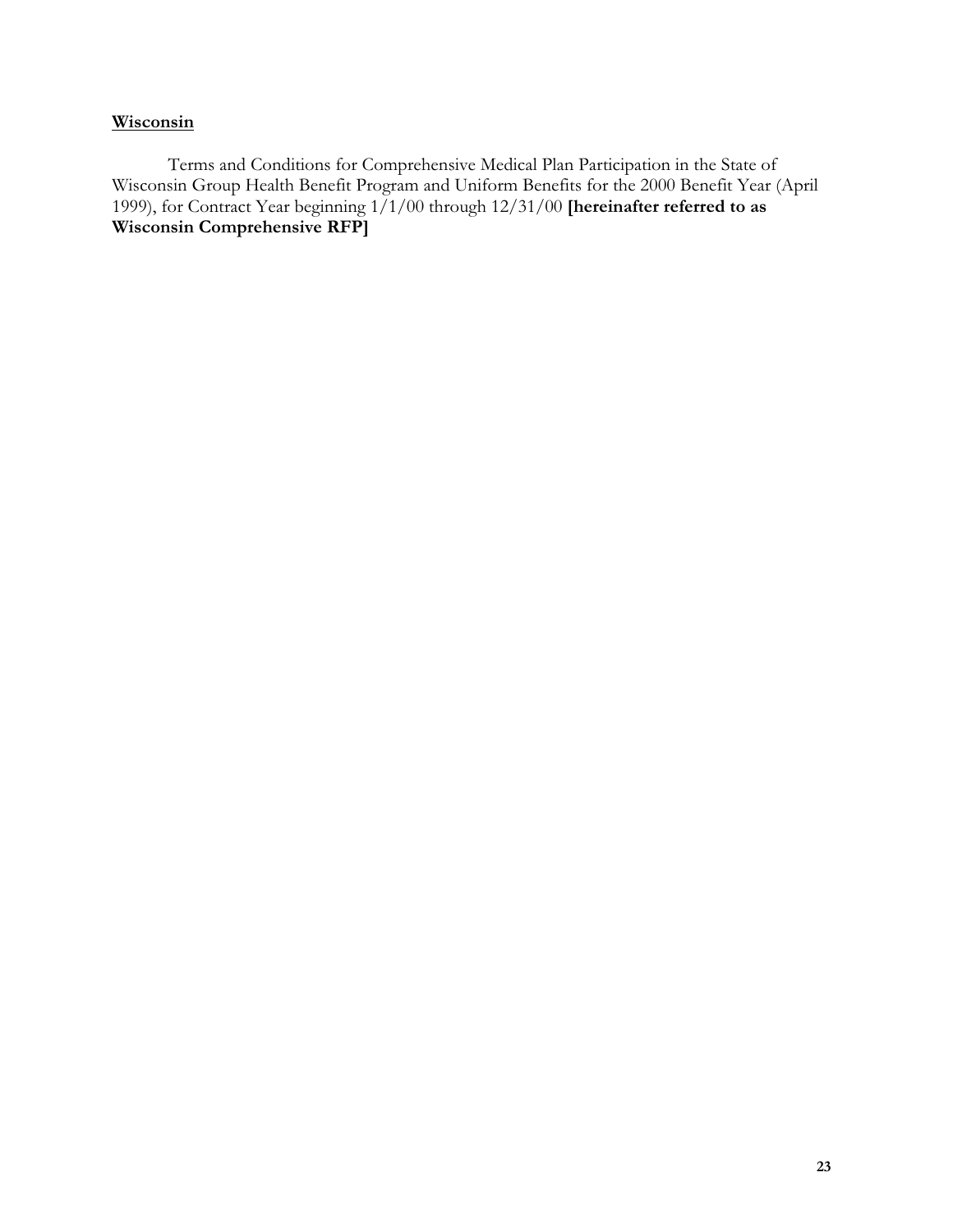**<u>Wisconsin</u>**

Terms and Conditions for Comprehensive Medical Plan Participation in the State of Wisconsin Group Health Benefit Program and Uniform Benefits for the 2000 Benefit Year (April 1999), for Contract Year beginning 1/1/00 through 12/31/00 **[hereinafter referred to as Wisconsin Comprehensive RFP]**